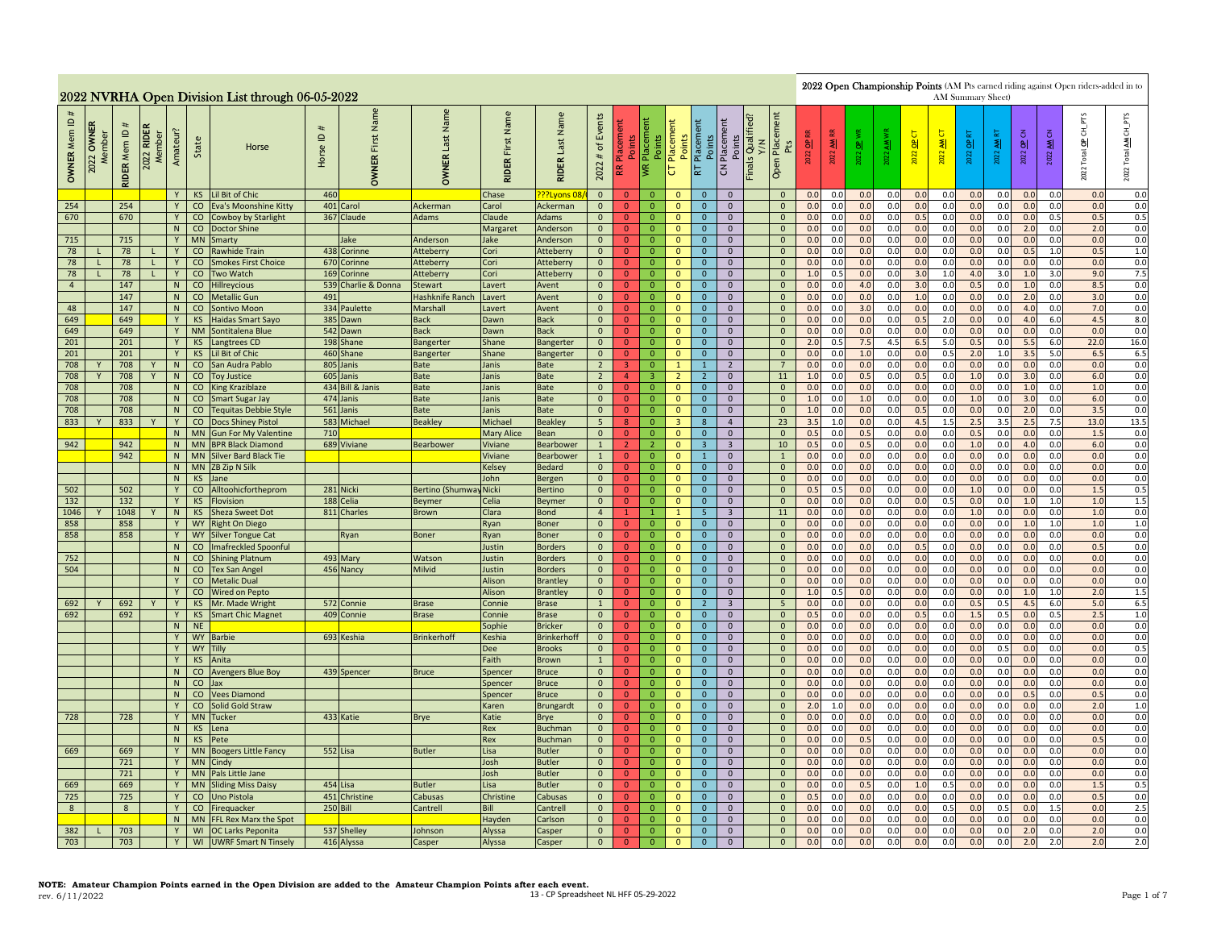## 2022 NVRHA Open Division List through 06-05-2022

2022 Open Championship Points (AM Pts earned riding against Open riders-added in to AM Summary Sheet)

| OWNER Mem ID # | 2022 OWNER Member | RIDER Mem ID # | 2022 RIDER Member | Amateur? | State | Horse | Horse ID # | OWNER First Name | OWNER Last Name | RIDER First Name | RIDER Last Name | 2022 # of Events | RR Placement Points | WR Placement Points | CT Placement Points | RT Placement Points | CN Placement Points | Finals Qualified? Y/N | Open Placement Pts | 2022 OP RR | 2022 AM RR | 2022 OP WR | 2022 AM WR | 2022 OP CT | 2022 AM CT | 2022 OP RT | 2022 AM RT | 2022 OP CN | 2022 AM CN | 2022 Total OP CH_PTS | 2022 Total AM CH_PTS |
|---|---|---|---|---|---|---|---|---|---|---|---|---|---|---|---|---|---|---|---|---|---|---|---|---|---|---|---|---|---|---|---|
| | | | | Y | KS | Lil Bit of Chic | 460 | | | Chase | ???Lyons 08/ | 0 | 0 | 0 | 0 | 0 | 0 | | 0 | 0.0 | 0.0 | 0.0 | 0.0 | 0.0 | 0.0 | 0.0 | 0.0 | 0.0 | 0.0 | 0.0 | 0.0 |
| 254 | | 254 | | Y | CO | Eva's Moonshine Kitty | 401 | Carol | Ackerman | Carol | Ackerman | 0 | 0 | 0 | 0 | 0 | 0 | | 0 | 0.0 | 0.0 | 0.0 | 0.0 | 0.0 | 0.0 | 0.0 | 0.0 | 0.0 | 0.0 | 0.0 | 0.0 |
| 670 | | 670 | | Y | CO | Cowboy by Starlight | 367 | Claude | Adams | Claude | Adams | 0 | 0 | 0 | 0 | 0 | 0 | | 0 | 0.0 | 0.0 | 0.0 | 0.0 | 0.5 | 0.0 | 0.0 | 0.0 | 0.0 | 0.5 | 0.5 | 0.5 |
| | | | | N | CO | Doctor Shine | | | | Margaret | Anderson | 0 | 0 | 0 | 0 | 0 | 0 | | 0 | 0.0 | 0.0 | 0.0 | 0.0 | 0.0 | 0.0 | 0.0 | 0.0 | 2.0 | 0.0 | 2.0 | 0.0 |
| 715 | | 715 | | Y | MN | Smarty | | Jake | Anderson | Jake | Anderson | 0 | 0 | 0 | 0 | 0 | 0 | | 0 | 0.0 | 0.0 | 0.0 | 0.0 | 0.0 | 0.0 | 0.0 | 0.0 | 0.0 | 0.0 | 0.0 | 0.0 |
| 78 | L | 78 | L | Y | CO | Rawhide Train | 438 | Corinne | Atteberry | Cori | Atteberry | 0 | 0 | 0 | 0 | 0 | 0 | | 0 | 0.0 | 0.0 | 0.0 | 0.0 | 0.0 | 0.0 | 0.0 | 0.0 | 0.5 | 1.0 | 0.5 | 1.0 |
| 78 | L | 78 | L | Y | CO | Smokes First Choice | 670 | Corinne | Atteberry | Cori | Atteberry | 0 | 0 | 0 | 0 | 0 | 0 | | 0 | 0.0 | 0.0 | 0.0 | 0.0 | 0.0 | 0.0 | 0.0 | 0.0 | 0.0 | 0.0 | 0.0 | 0.0 |
| 78 | L | 78 | L | Y | CO | Two Watch | 169 | Corinne | Atteberry | Cori | Atteberry | 0 | 0 | 0 | 0 | 0 | 0 | | 0 | 1.0 | 0.5 | 0.0 | 0.0 | 3.0 | 1.0 | 4.0 | 3.0 | 1.0 | 3.0 | 9.0 | 7.5 |
| 4 | | 147 | | N | CO | Hillreycious | 539 | Charlie & Donna | Stewart | Lavert | Avent | 0 | 0 | 0 | 0 | 0 | 0 | | 0 | 0.0 | 0.0 | 4.0 | 0.0 | 3.0 | 0.0 | 0.5 | 0.0 | 1.0 | 0.0 | 8.5 | 0.0 |
| | | 147 | | N | CO | Metallic Gun | 491 | | Hashknife Ranch | Lavert | Avent | 0 | 0 | 0 | 0 | 0 | 0 | | 0 | 0.0 | 0.0 | 0.0 | 0.0 | 1.0 | 0.0 | 0.0 | 0.0 | 2.0 | 0.0 | 3.0 | 0.0 |
| 48 | | 147 | | N | CO | Sontivo Moon | 334 | Paulette | Marshall | Lavert | Avent | 0 | 0 | 0 | 0 | 0 | 0 | | 0 | 0.0 | 0.0 | 3.0 | 0.0 | 0.0 | 0.0 | 0.0 | 0.0 | 4.0 | 0.0 | 7.0 | 0.0 |
| 649 | | 649 | | Y | KS | Haidas Smart Sayo | 385 | Dawn | Back | Dawn | Back | 0 | 0 | 0 | 0 | 0 | 0 | | 0 | 0.0 | 0.0 | 0.0 | 0.0 | 0.5 | 2.0 | 0.0 | 0.0 | 4.0 | 6.0 | 4.5 | 8.0 |
| 649 | | 649 | | Y | NM | Sontitalena Blue | 542 | Dawn | Back | Dawn | Back | 0 | 0 | 0 | 0 | 0 | 0 | | 0 | 0.0 | 0.0 | 0.0 | 0.0 | 0.0 | 0.0 | 0.0 | 0.0 | 0.0 | 0.0 | 0.0 | 0.0 |
| 201 | | 201 | | Y | KS | Langtrees CD | 198 | Shane | Bangerter | Shane | Bangerter | 0 | 0 | 0 | 0 | 0 | 0 | | 0 | 2.0 | 0.5 | 7.5 | 4.5 | 6.5 | 5.0 | 0.5 | 0.0 | 5.5 | 6.0 | 22.0 | 16.0 |
| 201 | | 201 | | Y | KS | Lil Bit of Chic | 460 | Shane | Bangerter | Shane | Bangerter | 0 | 0 | 0 | 0 | 0 | 0 | | 0 | 0.0 | 0.0 | 1.0 | 0.0 | 0.0 | 0.5 | 2.0 | 1.0 | 3.5 | 5.0 | 6.5 | 6.5 |
| 708 | Y | 708 | Y | N | CO | San Audra Pablo | 805 | Janis | Bate | Janis | Bate | 2 | 3 | 0 | 1 | 1 | 2 | | 7 | 0.0 | 0.0 | 0.0 | 0.0 | 0.0 | 0.0 | 0.0 | 0.0 | 0.0 | 0.0 | 0.0 | 0.0 |
| 708 | Y | 708 | Y | N | CO | Toy Justice | 605 | Janis | Bate | Janis | Bate | 2 | 4 | 3 | 2 | 2 | 0 | | 11 | 1.0 | 0.0 | 0.5 | 0.0 | 0.5 | 0.0 | 1.0 | 0.0 | 3.0 | 0.0 | 6.0 | 0.0 |
| 708 | | 708 | | N | CO | King Kraziblaze | 434 | Bill & Janis | Bate | Janis | Bate | 0 | 0 | 0 | 0 | 0 | 0 | | 0 | 0.0 | 0.0 | 0.0 | 0.0 | 0.0 | 0.0 | 0.0 | 0.0 | 1.0 | 0.0 | 1.0 | 0.0 |
| 708 | | 708 | | N | CO | Smart Sugar Jay | 474 | Janis | Bate | Janis | Bate | 0 | 0 | 0 | 0 | 0 | 0 | | 0 | 1.0 | 0.0 | 1.0 | 0.0 | 0.0 | 0.0 | 1.0 | 0.0 | 3.0 | 0.0 | 6.0 | 0.0 |
| 708 | | 708 | | N | CO | Tequitas Debbie Style | 561 | Janis | Bate | Janis | Bate | 0 | 0 | 0 | 0 | 0 | 0 | | 0 | 1.0 | 0.0 | 0.0 | 0.0 | 0.5 | 0.0 | 0.0 | 0.0 | 2.0 | 0.0 | 3.5 | 0.0 |
| 833 | Y | 833 | Y | Y | CO | Docs Shiney Pistol | 583 | Michael | Beakley | Michael | Beakley | 5 | 8 | 0 | 3 | 8 | 4 | | 23 | 3.5 | 1.0 | 0.0 | 0.0 | 4.5 | 1.5 | 2.5 | 3.5 | 2.5 | 7.5 | 13.0 | 13.5 |
| | | | | N | MN | Gun For My Valentine | 710 | | | Mary Alice | Bean | 0 | 0 | 0 | 0 | 0 | 0 | | 0 | 0.5 | 0.0 | 0.5 | 0.0 | 0.0 | 0.0 | 0.5 | 0.0 | 0.0 | 0.0 | 1.5 | 0.0 |
| 942 | | 942 | | N | MN | BPR Black Diamond | 689 | Viviane | Bearbower | Viviane | Bearbower | 1 | 2 | 2 | 0 | 3 | 3 | | 10 | 0.5 | 0.0 | 0.5 | 0.0 | 0.0 | 0.0 | 1.0 | 0.0 | 4.0 | 0.0 | 6.0 | 0.0 |
| | | 942 | | N | MN | Silver Bard Black Tie | | | | Viviane | Bearbower | 1 | 0 | 0 | 0 | 1 | 0 | | 1 | 0.0 | 0.0 | 0.0 | 0.0 | 0.0 | 0.0 | 0.0 | 0.0 | 0.0 | 0.0 | 0.0 | 0.0 |
| | | | | N | MN | ZB Zip N Silk | | | | Kelsey | Bedard | 0 | 0 | 0 | 0 | 0 | 0 | | 0 | 0.0 | 0.0 | 0.0 | 0.0 | 0.0 | 0.0 | 0.0 | 0.0 | 0.0 | 0.0 | 0.0 | 0.0 |
| | | | | N | KS | Jane | | | | John | Bergen | 0 | 0 | 0 | 0 | 0 | 0 | | 0 | 0.0 | 0.0 | 0.0 | 0.0 | 0.0 | 0.0 | 0.0 | 0.0 | 0.0 | 0.0 | 0.0 | 0.0 |
| 502 | | 502 | | Y | CO | Alltoohicfortheprom | 281 | Nicki | Bertino (Shumway | Nicki | Bertino | 0 | 0 | 0 | 0 | 0 | 0 | | 0 | 0.5 | 0.5 | 0.0 | 0.0 | 0.0 | 0.0 | 1.0 | 0.0 | 0.0 | 0.0 | 1.5 | 0.5 |
| 132 | | 132 | | Y | KS | Flovision | 188 | Celia | Beymer | Celia | Beymer | 0 | 0 | 0 | 0 | 0 | 0 | | 0 | 0.0 | 0.0 | 0.0 | 0.0 | 0.0 | 0.5 | 0.0 | 0.0 | 1.0 | 1.0 | 1.0 | 1.5 |
| 1046 | Y | 1048 | Y | N | KS | Sheza Sweet Dot | 811 | Charles | Brown | Clara | Bond | 4 | 1 | 1 | 1 | 5 | 3 | | 11 | 0.0 | 0.0 | 0.0 | 0.0 | 0.0 | 0.0 | 1.0 | 0.0 | 0.0 | 0.0 | 1.0 | 0.0 |
| 858 | | 858 | | Y | WY | Right On Diego | | | | Ryan | Boner | 0 | 0 | 0 | 0 | 0 | 0 | | 0 | 0.0 | 0.0 | 0.0 | 0.0 | 0.0 | 0.0 | 0.0 | 0.0 | 1.0 | 1.0 | 1.0 | 1.0 |
| 858 | | 858 | | Y | WY | Silver Tongue Cat | | Ryan | Boner | Ryan | Boner | 0 | 0 | 0 | 0 | 0 | 0 | | 0 | 0.0 | 0.0 | 0.0 | 0.0 | 0.0 | 0.0 | 0.0 | 0.0 | 0.0 | 0.0 | 0.0 | 0.0 |
| | | | | N | CO | Imafreckled Spoonful | | | | Justin | Borders | 0 | 0 | 0 | 0 | 0 | 0 | | 0 | 0.0 | 0.0 | 0.0 | 0.0 | 0.5 | 0.0 | 0.0 | 0.0 | 0.0 | 0.0 | 0.5 | 0.0 |
| 752 | | | | N | CO | Shining Platnum | 493 | Mary | Watson | Justin | Borders | 0 | 0 | 0 | 0 | 0 | 0 | | 0 | 0.0 | 0.0 | 0.0 | 0.0 | 0.0 | 0.0 | 0.0 | 0.0 | 0.0 | 0.0 | 0.0 | 0.0 |
| 504 | | | | N | CO | Tex San Angel | 456 | Nancy | Milvid | Justin | Borders | 0 | 0 | 0 | 0 | 0 | 0 | | 0 | 0.0 | 0.0 | 0.0 | 0.0 | 0.0 | 0.0 | 0.0 | 0.0 | 0.0 | 0.0 | 0.0 | 0.0 |
| | | | | Y | CO | Metalic Dual | | | | Alison | Brantley | 0 | 0 | 0 | 0 | 0 | 0 | | 0 | 0.0 | 0.0 | 0.0 | 0.0 | 0.0 | 0.0 | 0.0 | 0.0 | 0.0 | 0.0 | 0.0 | 0.0 |
| | | | | Y | CO | Wired on Pepto | | | | Alison | Brantley | 0 | 0 | 0 | 0 | 0 | 0 | | 0 | 1.0 | 0.5 | 0.0 | 0.0 | 0.0 | 0.0 | 0.0 | 0.0 | 1.0 | 1.0 | 2.0 | 1.5 |
| 692 | Y | 692 | Y | Y | KS | Mr. Made Wright | 572 | Connie | Brase | Connie | Brase | 1 | 0 | 0 | 0 | 2 | 3 | | 5 | 0.0 | 0.0 | 0.0 | 0.0 | 0.0 | 0.0 | 0.5 | 0.5 | 4.5 | 6.0 | 5.0 | 6.5 |
| 692 | | 692 | | Y | KS | Smart Chic Magnet | 409 | Connie | Brase | Connie | Brase | 0 | 0 | 0 | 0 | 0 | 0 | | 0 | 0.5 | 0.0 | 0.0 | 0.0 | 0.5 | 0.0 | 1.5 | 0.5 | 0.0 | 0.5 | 2.5 | 1.0 |
| | | | | N | NE | | | | | Sophie | Bricker | 0 | 0 | 0 | 0 | 0 | 0 | | 0 | 0.0 | 0.0 | 0.0 | 0.0 | 0.0 | 0.0 | 0.0 | 0.0 | 0.0 | 0.0 | 0.0 | 0.0 |
| | | | | Y | WY | Barbie | 693 | Keshia | Brinkerhoff | Keshia | Brinkerhoff | 0 | 0 | 0 | 0 | 0 | 0 | | 0 | 0.0 | 0.0 | 0.0 | 0.0 | 0.0 | 0.0 | 0.0 | 0.0 | 0.0 | 0.0 | 0.0 | 0.0 |
| | | | | Y | WY | Tilly | | | | Dee | Brooks | 0 | 0 | 0 | 0 | 0 | 0 | | 0 | 0.0 | 0.0 | 0.0 | 0.0 | 0.0 | 0.0 | 0.0 | 0.5 | 0.0 | 0.0 | 0.0 | 0.5 |
| | | | | Y | KS | Anita | | | | Faith | Brown | 1 | 0 | 0 | 0 | 0 | 0 | | 0 | 0.0 | 0.0 | 0.0 | 0.0 | 0.0 | 0.0 | 0.0 | 0.0 | 0.0 | 0.0 | 0.0 | 0.0 |
| | | | | N | CO | Avengers Blue Boy | 439 | Spencer | Bruce | Spencer | Bruce | 0 | 0 | 0 | 0 | 0 | 0 | | 0 | 0.0 | 0.0 | 0.0 | 0.0 | 0.0 | 0.0 | 0.0 | 0.0 | 0.0 | 0.0 | 0.0 | 0.0 |
| | | | | N | CO | Jax | | | | Spencer | Bruce | 0 | 0 | 0 | 0 | 0 | 0 | | 0 | 0.0 | 0.0 | 0.0 | 0.0 | 0.0 | 0.0 | 0.0 | 0.0 | 0.0 | 0.0 | 0.0 | 0.0 |
| | | | | N | CO | Vees Diamond | | | | Spencer | Bruce | 0 | 0 | 0 | 0 | 0 | 0 | | 0 | 0.0 | 0.0 | 0.0 | 0.0 | 0.0 | 0.0 | 0.0 | 0.0 | 0.5 | 0.0 | 0.5 | 0.0 |
| | | | | Y | CO | Solid Gold Straw | | | | Karen | Brungardt | 0 | 0 | 0 | 0 | 0 | 0 | | 0 | 2.0 | 1.0 | 0.0 | 0.0 | 0.0 | 0.0 | 0.0 | 0.0 | 0.0 | 0.0 | 2.0 | 1.0 |
| 728 | | 728 | | Y | MN | Tucker | 433 | Katie | Brye | Katie | Brye | 0 | 0 | 0 | 0 | 0 | 0 | | 0 | 0.0 | 0.0 | 0.0 | 0.0 | 0.0 | 0.0 | 0.0 | 0.0 | 0.0 | 0.0 | 0.0 | 0.0 |
| | | | | N | KS | Lena | | | | Rex | Buchman | 0 | 0 | 0 | 0 | 0 | 0 | | 0 | 0.0 | 0.0 | 0.0 | 0.0 | 0.0 | 0.0 | 0.0 | 0.0 | 0.0 | 0.0 | 0.0 | 0.0 |
| | | | | N | KS | Pete | | | | Rex | Buchman | 0 | 0 | 0 | 0 | 0 | 0 | | 0 | 0.0 | 0.0 | 0.5 | 0.0 | 0.0 | 0.0 | 0.0 | 0.0 | 0.0 | 0.0 | 0.5 | 0.0 |
| 669 | | 669 | | Y | MN | Boogers Little Fancy | 552 | Lisa | Butler | Lisa | Butler | 0 | 0 | 0 | 0 | 0 | 0 | | 0 | 0.0 | 0.0 | 0.0 | 0.0 | 0.0 | 0.0 | 0.0 | 0.0 | 0.0 | 0.0 | 0.0 | 0.0 |
| | | 721 | | Y | MN | Cindy | | | | Josh | Butler | 0 | 0 | 0 | 0 | 0 | 0 | | 0 | 0.0 | 0.0 | 0.0 | 0.0 | 0.0 | 0.0 | 0.0 | 0.0 | 0.0 | 0.0 | 0.0 | 0.0 |
| | | 721 | | Y | MN | Pals Little Jane | | | | Josh | Butler | 0 | 0 | 0 | 0 | 0 | 0 | | 0 | 0.0 | 0.0 | 0.0 | 0.0 | 0.0 | 0.0 | 0.0 | 0.0 | 0.0 | 0.0 | 0.0 | 0.0 |
| 669 | | 669 | | Y | MN | Sliding Miss Daisy | 454 | Lisa | Butler | Lisa | Butler | 0 | 0 | 0 | 0 | 0 | 0 | | 0 | 0.0 | 0.0 | 0.5 | 0.0 | 1.0 | 0.5 | 0.0 | 0.0 | 0.0 | 0.0 | 1.5 | 0.5 |
| 725 | | 725 | | Y | CO | Uno Pistola | 451 | Christine | Cabusas | Christine | Cabusas | 0 | 0 | 0 | 0 | 0 | 0 | | 0 | 0.5 | 0.0 | 0.0 | 0.0 | 0.0 | 0.0 | 0.0 | 0.0 | 0.0 | 0.0 | 0.5 | 0.0 |
| 8 | | 8 | | Y | CO | Firequacker | 250 | Bill | Cantrell | Bill | Cantrell | 0 | 0 | 0 | 0 | 0 | 0 | | 0 | 0.0 | 0.0 | 0.0 | 0.0 | 0.0 | 0.5 | 0.0 | 0.5 | 0.0 | 1.5 | 0.0 | 2.5 |
| | | | | N | MN | FFL Rex Marx the Spot | | | | Hayden | Carlson | 0 | 0 | 0 | 0 | 0 | 0 | | 0 | 0.0 | 0.0 | 0.0 | 0.0 | 0.0 | 0.0 | 0.0 | 0.0 | 0.0 | 0.0 | 0.0 | 0.0 |
| 382 | L | 703 | | Y | WI | OC Larks Peponita | 537 | Shelley | Johnson | Alyssa | Casper | 0 | 0 | 0 | 0 | 0 | 0 | | 0 | 0.0 | 0.0 | 0.0 | 0.0 | 0.0 | 0.0 | 0.0 | 0.0 | 2.0 | 0.0 | 2.0 | 0.0 |
| 703 | | 703 | | Y | WI | UWRF Smart N Tinsely | 416 | Alyssa | Casper | Alyssa | Casper | 0 | 0 | 0 | 0 | 0 | 0 | | 0 | 0.0 | 0.0 | 0.0 | 0.0 | 0.0 | 0.0 | 0.0 | 0.0 | 2.0 | 2.0 | 2.0 | 2.0 |

**NOTE: Amateur Champion Points earned in the Open Division are added to the Amateur Champion Points after each event.**

rev. 6/11/2022

13 - CP Spreadsheet NL HFF 05-29-2022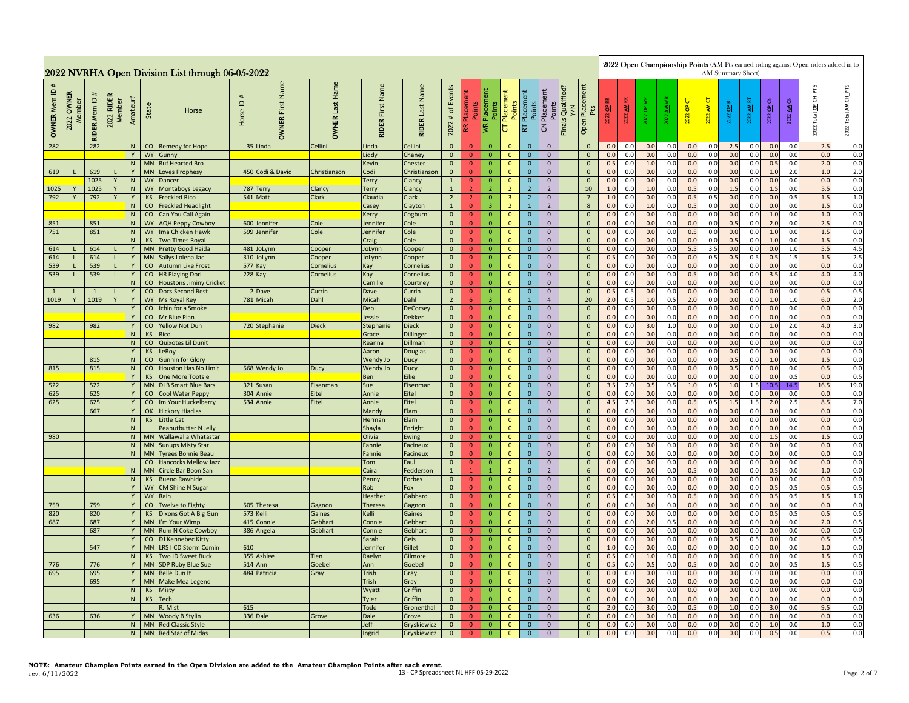# 2022 NVRHA Open Division List through 06-05-2022

2022 Open Championship Points (AM Pts earned riding against Open riders-added in to AM Summary Sheet)

| OWNER Mem ID # | 2022 OWNER Member | RIDER Mem ID # | 2022 RIDER Member | Amateur? | State | Horse | Horse ID # | OWNER First Name | OWNER Last Name | RIDER First Name | RIDER Last Name | 2022 # of Events | RR Placement Points | WR Placement Points | CT Placement Points | RT Placement Points | CN Placement Points | Finals Qualified? Y/N | Open Placement Pts | 2022 OP RR | 2022 AM RR | 2022 OP WR | 2022 AM WR | 2022 OP CT | 2022 AM CT | 2022 OP RT | 2022 AM RT | 2022 OP CN | 2022 AM CN | 2022 Total OP CH_PTS | 2022 Total AM CH_PTS |
|---|---|---|---|---|---|---|---|---|---|---|---|---|---|---|---|---|---|---|---|---|---|---|---|---|---|---|---|---|---|---|---|
| 282 | | 282 | | N | CO | Remedy for Hope | 35 | Linda | Cellini | Linda | Cellini | 0 | 0 | 0 | 0 | 0 | 0 | | 0 | 0.0 | 0.0 | 0.0 | 0.0 | 0.0 | 0.0 | 2.5 | 0.0 | 0.0 | 0.0 | 2.5 | 0.0 |
| | | | | Y | WY | Gunny | | | | Liddy | Chaney | 0 | 0 | 0 | 0 | 0 | 0 | | 0 | 0.0 | 0.0 | 0.0 | 0.0 | 0.0 | 0.0 | 0.0 | 0.0 | 0.0 | 0.0 | 0.0 | 0.0 |
| | | | | N | MN | Ruf Hearted Bro | | | | Kevin | Chester | 0 | 0 | 0 | 0 | 0 | 0 | | 0 | 0.5 | 0.0 | 1.0 | 0.0 | 0.0 | 0.0 | 0.0 | 0.0 | 0.5 | 0.0 | 2.0 | 0.0 |
| 619 | L | 619 | L | Y | MN | Loves Prophesy | 450 | Codi & David | Christianson | Codi | Christianson | 0 | 0 | 0 | 0 | 0 | 0 | | 0 | 0.0 | 0.0 | 0.0 | 0.0 | 0.0 | 0.0 | 0.0 | 0.0 | 1.0 | 2.0 | 1.0 | 2.0 |
| | | 1025 | Y | N | WY | Dancer | | | | Terry | Clancy | 1 | 0 | 0 | 0 | 0 | 0 | | 0 | 0.0 | 0.0 | 0.0 | 0.0 | 0.0 | 0.0 | 0.0 | 0.0 | 0.0 | 0.0 | 0.0 | 0.0 |
| 1025 | Y | 1025 | Y | N | WY | Montaboys Legacy | 787 | Terry | Clancy | Terry | Clancy | 1 | 2 | 2 | 2 | 2 | 2 | | 10 | 1.0 | 0.0 | 1.0 | 0.0 | 0.5 | 0.0 | 1.5 | 0.0 | 1.5 | 0.0 | 5.5 | 0.0 |
| 792 | Y | 792 | Y | Y | KS | Freckled Rico | 541 | Matt | Clark | Claudia | Clark | 2 | 2 | 0 | 3 | 2 | 0 | | 7 | 1.0 | 0.0 | 0.0 | 0.0 | 0.5 | 0.5 | 0.0 | 0.0 | 0.0 | 0.5 | 1.5 | 1.0 |
| | | | | N | CO | Freckled Headlight | | | | Casey | Clayton | 1 | 0 | 3 | 2 | 1 | 2 | | 8 | 0.0 | 0.0 | 1.0 | 0.0 | 0.5 | 0.0 | 0.0 | 0.0 | 0.0 | 0.0 | 1.5 | 0.0 |
| | | | | N | CO | Can You Call Again | | | | Kerry | Cogburn | 0 | 0 | 0 | 0 | 0 | 0 | | 0 | 0.0 | 0.0 | 0.0 | 0.0 | 0.0 | 0.0 | 0.0 | 0.0 | 1.0 | 0.0 | 1.0 | 0.0 |
| 851 | | 851 | | N | WY | AQH Peppy Cowboy | 600 | Jennifer | Cole | Jennifer | Cole | 0 | 0 | 0 | 0 | 0 | 0 | | 0 | 0.0 | 0.0 | 0.0 | 0.0 | 0.0 | 0.0 | 0.5 | 0.0 | 2.0 | 0.0 | 2.5 | 0.0 |
| 751 | | 851 | | N | WY | Ima Chicken Hawk | 599 | Jennifer | Cole | Jennifer | Cole | 0 | 0 | 0 | 0 | 0 | 0 | | 0 | 0.0 | 0.0 | 0.0 | 0.0 | 0.5 | 0.0 | 0.0 | 0.0 | 1.0 | 0.0 | 1.5 | 0.0 |
| | | | | N | KS | Two Times Royal | | | | Craig | Cole | 0 | 0 | 0 | 0 | 0 | 0 | | 0 | 0.0 | 0.0 | 0.0 | 0.0 | 0.0 | 0.0 | 0.5 | 0.0 | 1.0 | 0.0 | 1.5 | 0.0 |
| 614 | L | 614 | L | Y | MN | Pretty Good Haida | 481 | JoLynn | Cooper | JoLynn | Cooper | 0 | 0 | 0 | 0 | 0 | 0 | | 0 | 0.0 | 0.0 | 0.0 | 0.0 | 5.5 | 3.5 | 0.0 | 0.0 | 0.0 | 1.0 | 5.5 | 4.5 |
| 614 | L | 614 | L | Y | MN | Sallys Lolena Jac | 310 | JoLynn | Cooper | JoLynn | Cooper | 0 | 0 | 0 | 0 | 0 | 0 | | 0 | 0.5 | 0.0 | 0.0 | 0.0 | 0.0 | 0.5 | 0.5 | 0.5 | 0.5 | 1.5 | 1.5 | 2.5 |
| 539 | L | 539 | L | Y | CO | Autumn Like Frost | 577 | Kay | Cornelius | Kay | Cornelius | 0 | 0 | 0 | 0 | 0 | 0 | | 0 | 0.0 | 0.0 | 0.0 | 0.0 | 0.0 | 0.0 | 0.0 | 0.0 | 0.0 | 0.0 | 0.0 | 0.0 |
| 539 | L | 539 | L | Y | CO | HR Playing Dori | 228 | Kay | Cornelius | Kay | Cornelius | 0 | 0 | 0 | 0 | 0 | 0 | | 0 | 0.0 | 0.0 | 0.0 | 0.0 | 0.5 | 0.0 | 0.0 | 0.0 | 3.5 | 4.0 | 4.0 | 4.0 |
| | | | | N | CO | Houstons Jiminy Cricket | | | | Camille | Courtney | 0 | 0 | 0 | 0 | 0 | 0 | | 0 | 0.0 | 0.0 | 0.0 | 0.0 | 0.0 | 0.0 | 0.0 | 0.0 | 0.0 | 0.0 | 0.0 | 0.0 |
| 1 | L | 1 | L | Y | CO | Docs Second Best | 2 | Dave | Currin | Dave | Currin | 0 | 0 | 0 | 0 | 0 | 0 | | 0 | 0.5 | 0.5 | 0.0 | 0.0 | 0.0 | 0.0 | 0.0 | 0.0 | 0.0 | 0.0 | 0.5 | 0.5 |
| 1019 | Y | 1019 | Y | Y | WY | Ms Royal Rey | 781 | Micah | Dahl | Micah | Dahl | 2 | 6 | 3 | 6 | 1 | 4 | | 20 | 2.0 | 0.5 | 1.0 | 0.5 | 2.0 | 0.0 | 0.0 | 0.0 | 1.0 | 1.0 | 6.0 | 2.0 |
| | | | | Y | CO | Ichin for a Smoke | | | | Debi | DeCorsey | 0 | 0 | 0 | 0 | 0 | 0 | | 0 | 0.0 | 0.0 | 0.0 | 0.0 | 0.0 | 0.0 | 0.0 | 0.0 | 0.0 | 0.0 | 0.0 | 0.0 |
| | | | | Y | CO | Mr Blue Plan | | | | Jessie | Dekker | 0 | 0 | 0 | 0 | 0 | 0 | | 0 | 0.0 | 0.0 | 0.0 | 0.0 | 0.0 | 0.0 | 0.0 | 0.0 | 0.0 | 0.0 | 0.0 | 0.0 |
| 982 | | 982 | | Y | CO | Yellow Not Dun | 720 | Stephanie | Dieck | Stephanie | Dieck | 0 | 0 | 0 | 0 | 0 | 0 | | 0 | 0.0 | 0.0 | 3.0 | 1.0 | 0.0 | 0.0 | 0.0 | 0.0 | 1.0 | 2.0 | 4.0 | 3.0 |
| | | | | N | KS | Rico | | | | Grace | Dillinger | 0 | 0 | 0 | 0 | 0 | 0 | | 0 | 0.0 | 0.0 | 0.0 | 0.0 | 0.0 | 0.0 | 0.0 | 0.0 | 0.0 | 0.0 | 0.0 | 0.0 |
| | | | | N | CO | Quixotes Lil Dunit | | | | Reanna | Dillman | 0 | 0 | 0 | 0 | 0 | 0 | | 0 | 0.0 | 0.0 | 0.0 | 0.0 | 0.0 | 0.0 | 0.0 | 0.0 | 0.0 | 0.0 | 0.0 | 0.0 |
| | | | | Y | KS | LeRoy | | | | Aaron | Douglas | 0 | 0 | 0 | 0 | 0 | 0 | | 0 | 0.0 | 0.0 | 0.0 | 0.0 | 0.0 | 0.0 | 0.0 | 0.0 | 0.0 | 0.0 | 0.0 | 0.0 |
| | | 815 | | N | CO | Gunnin for Glory | | | | Wendy Jo | Ducy | 0 | 0 | 0 | 0 | 0 | 0 | | 0 | 0.0 | 0.0 | 0.0 | 0.0 | 0.0 | 0.0 | 0.5 | 0.0 | 1.0 | 0.0 | 1.5 | 0.0 |
| 815 | | 815 | | N | CO | Houston Has No Limit | 568 | Wendy Jo | Ducy | Wendy Jo | Ducy | 0 | 0 | 0 | 0 | 0 | 0 | | 0 | 0.0 | 0.0 | 0.0 | 0.0 | 0.0 | 0.0 | 0.5 | 0.0 | 0.0 | 0.0 | 0.5 | 0.0 |
| | | | | Y | KS | One More Tootsie | | | | Ben | Eike | 0 | 0 | 0 | 0 | 0 | 0 | | 0 | 0.0 | 0.0 | 0.0 | 0.0 | 0.0 | 0.0 | 0.0 | 0.0 | 0.0 | 0.5 | 0.0 | 0.5 |
| 522 | | 522 | | Y | MN | DLB Smart Blue Bars | 321 | Susan | Eisenman | Sue | Eisenman | 0 | 0 | 0 | 0 | 0 | 0 | | 0 | 3.5 | 2.0 | 0.5 | 0.5 | 1.0 | 0.5 | 1.0 | 1.5 | 10.5 | 14.5 | 16.5 | 19.0 |
| 625 | | 625 | | Y | CO | Cool Water Peppy | 304 | Annie | Eitel | Annie | Eitel | 0 | 0 | 0 | 0 | 0 | 0 | | 0 | 0.0 | 0.0 | 0.0 | 0.0 | 0.0 | 0.0 | 0.0 | 0.0 | 0.0 | 0.0 | 0.0 | 0.0 |
| 625 | | 625 | | Y | CO | Im Your Huckelberry | 534 | Annie | Eitel | Annie | Eitel | 0 | 0 | 0 | 0 | 0 | 0 | | 0 | 4.5 | 2.5 | 0.0 | 0.0 | 0.5 | 0.5 | 1.5 | 1.5 | 2.0 | 2.5 | 8.5 | 7.0 |
| | | 667 | | Y | OK | Hickory Hiadias | | | | Mandy | Elam | 0 | 0 | 0 | 0 | 0 | 0 | | 0 | 0.0 | 0.0 | 0.0 | 0.0 | 0.0 | 0.0 | 0.0 | 0.0 | 0.0 | 0.0 | 0.0 | 0.0 |
| | | | | N | KS | Little Cat | | | | Herman | Elam | 0 | 0 | 0 | 0 | 0 | 0 | | 0 | 0.0 | 0.0 | 0.0 | 0.0 | 0.0 | 0.0 | 0.0 | 0.0 | 0.0 | 0.0 | 0.0 | 0.0 |
| | | | | N | | Peanutbutter N Jelly | | | | Shayla | Enright | 0 | 0 | 0 | 0 | 0 | 0 | | 0 | 0.0 | 0.0 | 0.0 | 0.0 | 0.0 | 0.0 | 0.0 | 0.0 | 0.0 | 0.0 | 0.0 | 0.0 |
| 980 | | | | N | MN | Wallawalla Whatastar | | | | Olivia | Ewing | 0 | 0 | 0 | 0 | 0 | 0 | | 0 | 0.0 | 0.0 | 0.0 | 0.0 | 0.0 | 0.0 | 0.0 | 0.0 | 1.5 | 0.0 | 1.5 | 0.0 |
| | | | | N | MN | Sunups Misty Star | | | | Fannie | Facineux | 0 | 0 | 0 | 0 | 0 | 0 | | 0 | 0.0 | 0.0 | 0.0 | 0.0 | 0.0 | 0.0 | 0.0 | 0.0 | 0.0 | 0.0 | 0.0 | 0.0 |
| | | | | N | MN | Tyrees Bonnie Beau | | | | Fannie | Facineux | 0 | 0 | 0 | 0 | 0 | 0 | | 0 | 0.0 | 0.0 | 0.0 | 0.0 | 0.0 | 0.0 | 0.0 | 0.0 | 0.0 | 0.0 | 0.0 | 0.0 |
| | | | | | CO | Hancocks Mellow Jazz | | | | Tom | Faul | 0 | 0 | 0 | 0 | 0 | 0 | | 0 | 0.0 | 0.0 | 0.0 | 0.0 | 0.0 | 0.0 | 0.0 | 0.0 | 0.0 | 0.0 | 0.0 | 0.0 |
| | | | | N | MN | Circle Bar Boon San | | | | Caira | Fedderson | 1 | 1 | 1 | 2 | 0 | 2 | | 6 | 0.0 | 0.0 | 0.0 | 0.0 | 0.5 | 0.0 | 0.0 | 0.0 | 0.5 | 0.0 | 1.0 | 0.0 |
| | | | | N | KS | Bueno Rawhide | | | | Penny | Forbes | 0 | 0 | 0 | 0 | 0 | 0 | | 0 | 0.0 | 0.0 | 0.0 | 0.0 | 0.0 | 0.0 | 0.0 | 0.0 | 0.0 | 0.0 | 0.0 | 0.0 |
| | | | | Y | WY | CM Shine N Sugar | | | | Rob | Fox | 0 | 0 | 0 | 0 | 0 | 0 | | 0 | 0.0 | 0.0 | 0.0 | 0.0 | 0.0 | 0.0 | 0.0 | 0.0 | 0.5 | 0.5 | 0.5 | 0.5 |
| | | | | Y | WY | Rain | | | | Heather | Gabbard | 0 | 0 | 0 | 0 | 0 | 0 | | 0 | 0.5 | 0.5 | 0.0 | 0.0 | 0.5 | 0.0 | 0.0 | 0.0 | 0.5 | 0.5 | 1.5 | 1.0 |
| 759 | | 759 | | Y | CO | Twelve to Eighty | 505 | Theresa | Gagnon | Theresa | Gagnon | 0 | 0 | 0 | 0 | 0 | 0 | | 0 | 0.0 | 0.0 | 0.0 | 0.0 | 0.0 | 0.0 | 0.0 | 0.0 | 0.0 | 0.0 | 0.0 | 0.0 |
| 820 | | 820 | | Y | KS | Dixons Got A Big Gun | 573 | Kelli | Gaines | Kelli | Gaines | 0 | 0 | 0 | 0 | 0 | 0 | | 0 | 0.0 | 0.0 | 0.0 | 0.0 | 0.0 | 0.0 | 0.0 | 0.0 | 0.5 | 0.5 | 0.5 | 0.5 |
| 687 | | 687 | | Y | MN | I'm Your Wimp | 415 | Connie | Gebhart | Connie | Gebhart | 0 | 0 | 0 | 0 | 0 | 0 | | 0 | 0.0 | 0.0 | 2.0 | 0.5 | 0.0 | 0.0 | 0.0 | 0.0 | 0.0 | 0.0 | 2.0 | 0.5 |
| | | 687 | | Y | MN | Rum N Coke Cowboy | 386 | Angela | Gebhart | Connie | Gebhart | 0 | 0 | 0 | 0 | 0 | 0 | | 0 | 0.0 | 0.0 | 0.0 | 0.0 | 0.0 | 0.0 | 0.0 | 0.0 | 0.0 | 0.0 | 0.0 | 0.0 |
| | | | | Y | CO | DJ Kennebec Kitty | | | | Sarah | Geis | 0 | 0 | 0 | 0 | 0 | 0 | | 0 | 0.0 | 0.0 | 0.0 | 0.0 | 0.0 | 0.0 | 0.5 | 0.5 | 0.0 | 0.0 | 0.5 | 0.5 |
| | | 547 | | Y | MN | LRS I CD Storm Comin | 610 | | | Jennifer | Gillet | 0 | 0 | 0 | 0 | 0 | 0 | | 0 | 1.0 | 0.0 | 0.0 | 0.0 | 0.0 | 0.0 | 0.0 | 0.0 | 0.0 | 0.0 | 1.0 | 0.0 |
| | | | | N | KS | Two ID Sweet Buck | 355 | Ashlee | Tien | Raelyn | Gilmore | 0 | 0 | 0 | 0 | 0 | 0 | | 0 | 0.5 | 0.0 | 1.0 | 0.0 | 0.0 | 0.0 | 0.0 | 0.0 | 0.0 | 0.0 | 1.5 | 0.0 |
| 776 | | 776 | | Y | MN | SDP Ruby Blue Sue | 514 | Ann | Goebel | Ann | Goebel | 0 | 0 | 0 | 0 | 0 | 0 | | 0 | 0.5 | 0.0 | 0.5 | 0.0 | 0.5 | 0.0 | 0.0 | 0.0 | 0.0 | 0.5 | 1.5 | 0.5 |
| 695 | | 695 | | Y | MN | Belle Dun It | 484 | Patricia | Gray | Trish | Gray | 0 | 0 | 0 | 0 | 0 | 0 | | 0 | 0.0 | 0.0 | 0.0 | 0.0 | 0.0 | 0.0 | 0.0 | 0.0 | 0.0 | 0.0 | 0.0 | 0.0 |
| | | 695 | | Y | MN | Make Mea Legend | | | | Trish | Gray | 0 | 0 | 0 | 0 | 0 | 0 | | 0 | 0.0 | 0.0 | 0.0 | 0.0 | 0.0 | 0.0 | 0.0 | 0.0 | 0.0 | 0.0 | 0.0 | 0.0 |
| | | | | N | KS | Misty | | | | Wyatt | Griffin | 0 | 0 | 0 | 0 | 0 | 0 | | 0 | 0.0 | 0.0 | 0.0 | 0.0 | 0.0 | 0.0 | 0.0 | 0.0 | 0.0 | 0.0 | 0.0 | 0.0 |
| | | | | N | KS | Tech | | | | Tyler | Griffin | 0 | 0 | 0 | 0 | 0 | 0 | | 0 | 0.0 | 0.0 | 0.0 | 0.0 | 0.0 | 0.0 | 0.0 | 0.0 | 0.0 | 0.0 | 0.0 | 0.0 |
| | | | | | | RJ Mist | 615 | | | Todd | Gronenthal | 0 | 0 | 0 | 0 | 0 | 0 | | 0 | 2.0 | 0.0 | 3.0 | 0.0 | 0.5 | 0.0 | 1.0 | 0.0 | 3.0 | 0.0 | 9.5 | 0.0 |
| 636 | | 636 | | Y | MN | Woody B Stylin | 336 | Dale | Grove | Dale | Grove | 0 | 0 | 0 | 0 | 0 | 0 | | 0 | 0.0 | 0.0 | 0.0 | 0.0 | 0.0 | 0.0 | 0.0 | 0.0 | 0.0 | 0.0 | 0.0 | 0.0 |
| | | | | N | MN | Red Classic Style | | | | Jeff | Gryskiewicz | 0 | 0 | 0 | 0 | 0 | 0 | | 0 | 0.0 | 0.0 | 0.0 | 0.0 | 0.0 | 0.0 | 0.0 | 0.0 | 1.0 | 0.0 | 1.0 | 0.0 |
| | | | | N | MN | Red Star of Midas | | | | Ingrid | Gryskiewicz | 0 | 0 | 0 | 0 | 0 | 0 | | 0 | 0.0 | 0.0 | 0.0 | 0.0 | 0.0 | 0.0 | 0.0 | 0.0 | 0.5 | 0.0 | 0.5 | 0.0 |

**NOTE: Amateur Champion Points earned in the Open Division are added to the Amateur Champion Points after each event.**

rev. 6/11/2022

13 - CP Spreadsheet NL HFF 05-29-2022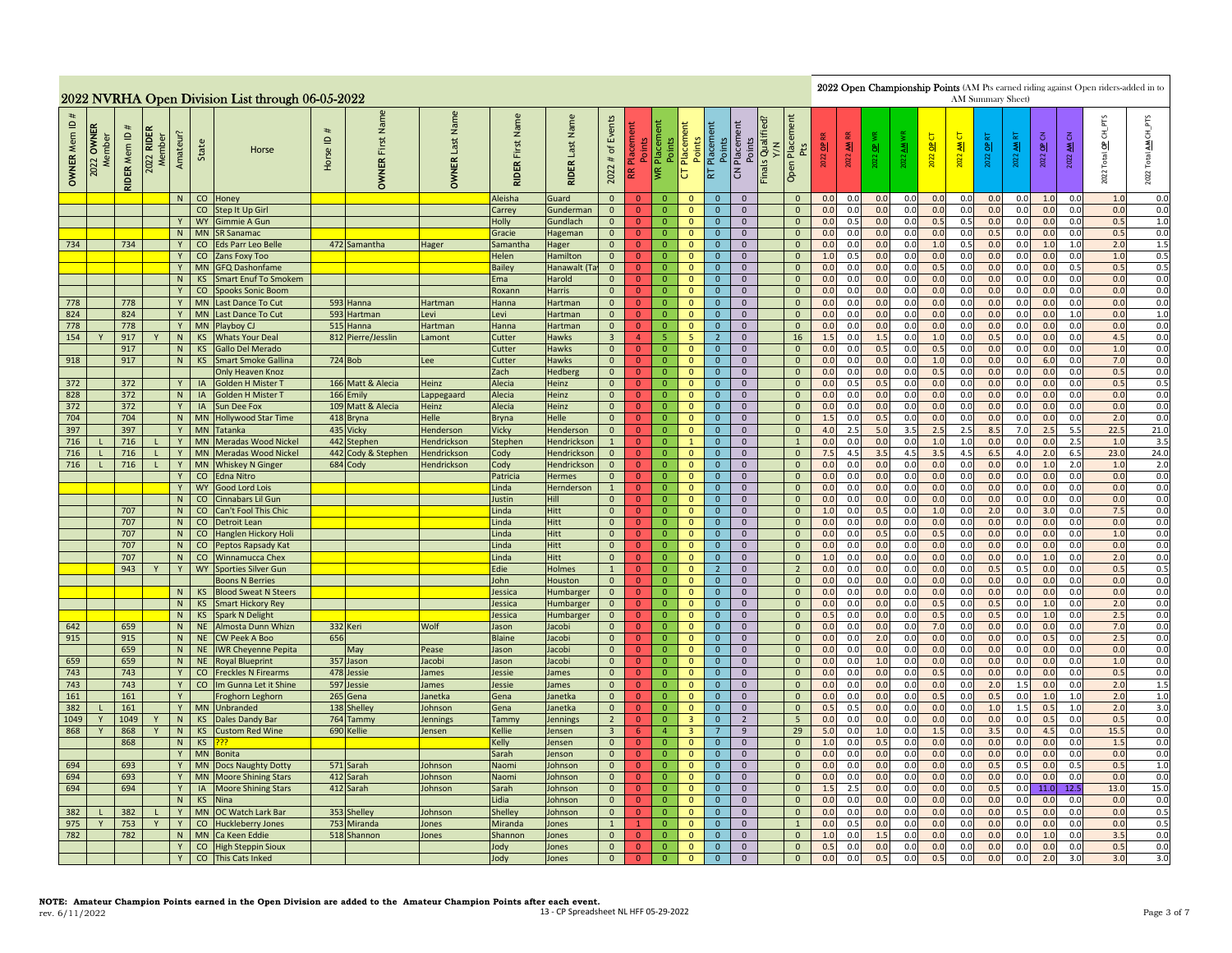## 2022 NVRHA Open Division List through 06-05-2022

**2022 Open Championship Points** (AM Pts earned riding against Open riders-added in to AM Summary Sheet)

| OWNER Mem ID # | 2022 OWNER Member | RIDER Mem ID # | 2022 RIDER Member | Amateur? | State | Horse | Horse ID # | OWNER First Name | OWNER Last Name | RIDER First Name | RIDER Last Name | 2022 # of Events | RR Placement Points | WR Placement Points | CT Placement Points | RT Placement Points | CN Placement Points | Finals Qualified? Y/N | Open Placement Pts | 2022 OP RR | 2022 AM RR | 2022 OP WR | 2022 AM WR | 2022 OP CT | 2022 AM CT | 2022 OP RT | 2022 AM RT | 2022 OP CN | 2022 AM CN | 2022 Total OP CH_PTS | 2022 Total AM CH_PTS |
|---|---|---|---|---|---|---|---|---|---|---|---|---|---|---|---|---|---|---|---|---|---|---|---|---|---|---|---|---|---|---|---|
| | | | | N | CO | Honey | | | | Aleisha | Guard | 0 | 0 | 0 | 0 | 0 | 0 | | 0 | 0.0 | 0.0 | 0.0 | 0.0 | 0.0 | 0.0 | 0.0 | 0.0 | 1.0 | 0.0 | 1.0 | 0.0 |
| | | | | | CO | Step It Up Girl | | | | Carrey | Gunderman | 0 | 0 | 0 | 0 | 0 | 0 | | 0 | 0.0 | 0.0 | 0.0 | 0.0 | 0.0 | 0.0 | 0.0 | 0.0 | 0.0 | 0.0 | 0.0 | 0.0 |
| | | | | Y | WY | Gimmie A Gun | | | | Holly | Gundlach | 0 | 0 | 0 | 0 | 0 | 0 | | 0 | 0.0 | 0.5 | 0.0 | 0.0 | 0.5 | 0.5 | 0.0 | 0.0 | 0.0 | 0.0 | 0.5 | 1.0 |
| | | | | N | MN | SR Sanamac | | | | Gracie | Hageman | 0 | 0 | 0 | 0 | 0 | 0 | | 0 | 0.0 | 0.0 | 0.0 | 0.0 | 0.0 | 0.0 | 0.5 | 0.0 | 0.0 | 0.0 | 0.5 | 0.0 |
| 734 | | 734 | | Y | CO | Eds Parr Leo Belle | 472 | Samantha | Hager | Samantha | Hager | 0 | 0 | 0 | 0 | 0 | 0 | | 0 | 0.0 | 0.0 | 0.0 | 0.0 | 1.0 | 0.5 | 0.0 | 0.0 | 1.0 | 1.0 | 2.0 | 1.5 |
| | | | | Y | CO | Zans Foxy Too | | | | Helen | Hamilton | 0 | 0 | 0 | 0 | 0 | 0 | | 0 | 1.0 | 0.5 | 0.0 | 0.0 | 0.0 | 0.0 | 0.0 | 0.0 | 0.0 | 0.0 | 1.0 | 0.5 |
| | | | | Y | MN | GFQ Dashonfame | | | | Bailey | Hanawalt (Ta | 0 | 0 | 0 | 0 | 0 | 0 | | 0 | 0.0 | 0.0 | 0.0 | 0.0 | 0.5 | 0.0 | 0.0 | 0.0 | 0.0 | 0.5 | 0.5 | 0.5 |
| | | | | N | KS | Smart Enuf To Smokem | | | | Ema | Harold | 0 | 0 | 0 | 0 | 0 | 0 | | 0 | 0.0 | 0.0 | 0.0 | 0.0 | 0.0 | 0.0 | 0.0 | 0.0 | 0.0 | 0.0 | 0.0 | 0.0 |
| | | | | Y | CO | Spooks Sonic Boom | | | | Roxann | Harris | 0 | 0 | 0 | 0 | 0 | 0 | | 0 | 0.0 | 0.0 | 0.0 | 0.0 | 0.0 | 0.0 | 0.0 | 0.0 | 0.0 | 0.0 | 0.0 | 0.0 |
| 778 | | 778 | | Y | MN | Last Dance To Cut | 593 | Hanna | Hartman | Hanna | Hartman | 0 | 0 | 0 | 0 | 0 | 0 | | 0 | 0.0 | 0.0 | 0.0 | 0.0 | 0.0 | 0.0 | 0.0 | 0.0 | 0.0 | 0.0 | 0.0 | 0.0 |
| 824 | | 824 | | Y | MN | Last Dance To Cut | 593 | Hartman | Levi | Levi | Hartman | 0 | 0 | 0 | 0 | 0 | 0 | | 0 | 0.0 | 0.0 | 0.0 | 0.0 | 0.0 | 0.0 | 0.0 | 0.0 | 0.0 | 1.0 | 0.0 | 1.0 |
| 778 | | 778 | | Y | MN | Playboy CJ | 515 | Hanna | Hartman | Hanna | Hartman | 0 | 0 | 0 | 0 | 0 | 0 | | 0 | 0.0 | 0.0 | 0.0 | 0.0 | 0.0 | 0.0 | 0.0 | 0.0 | 0.0 | 0.0 | 0.0 | 0.0 |
| 154 | Y | 917 | Y | N | KS | Whats Your Deal | 812 | Pierre/Jesslin | Lamont | Cutter | Hawks | 3 | 4 | 5 | 5 | 2 | 0 | | 16 | 1.5 | 0.0 | 1.5 | 0.0 | 1.0 | 0.0 | 0.5 | 0.0 | 0.0 | 0.0 | 4.5 | 0.0 |
| | | 917 | | N | KS | Gallo Del Merado | | | | Cutter | Hawks | 0 | 0 | 0 | 0 | 0 | 0 | | 0 | 0.0 | 0.0 | 0.5 | 0.0 | 0.5 | 0.0 | 0.0 | 0.0 | 0.0 | 0.0 | 1.0 | 0.0 |
| 918 | | 917 | | N | KS | Smart Smoke Gallina | 724 | Bob | Lee | Cutter | Hawks | 0 | 0 | 0 | 0 | 0 | 0 | | 0 | 0.0 | 0.0 | 0.0 | 0.0 | 1.0 | 0.0 | 0.0 | 0.0 | 6.0 | 0.0 | 7.0 | 0.0 |
| | | | | | | Only Heaven Knoz | | | | Zach | Hedberg | 0 | 0 | 0 | 0 | 0 | 0 | | 0 | 0.0 | 0.0 | 0.0 | 0.0 | 0.5 | 0.0 | 0.0 | 0.0 | 0.0 | 0.0 | 0.5 | 0.0 |
| 372 | | 372 | | Y | IA | Golden H Mister T | 166 | Matt & Alecia | Heinz | Alecia | Heinz | 0 | 0 | 0 | 0 | 0 | 0 | | 0 | 0.0 | 0.5 | 0.5 | 0.0 | 0.0 | 0.0 | 0.0 | 0.0 | 0.0 | 0.0 | 0.5 | 0.5 |
| 828 | | 372 | | N | IA | Golden H Mister T | 166 | Emily | Lappegaard | Alecia | Heinz | 0 | 0 | 0 | 0 | 0 | 0 | | 0 | 0.0 | 0.0 | 0.0 | 0.0 | 0.0 | 0.0 | 0.0 | 0.0 | 0.0 | 0.0 | 0.0 | 0.0 |
| 372 | | 372 | | Y | IA | Sun Dee Fox | 109 | Matt & Alecia | Heinz | Alecia | Heinz | 0 | 0 | 0 | 0 | 0 | 0 | | 0 | 0.0 | 0.0 | 0.0 | 0.0 | 0.0 | 0.0 | 0.0 | 0.0 | 0.0 | 0.0 | 0.0 | 0.0 |
| 704 | | 704 | | N | MN | Hollywood Star Time | 418 | Bryna | Helle | Bryna | Helle | 0 | 0 | 0 | 0 | 0 | 0 | | 0 | 1.5 | 0.0 | 0.5 | 0.0 | 0.0 | 0.0 | 0.0 | 0.0 | 0.0 | 0.0 | 2.0 | 0.0 |
| 397 | | 397 | | Y | MN | Tatanka | 435 | Vicky | Henderson | Vicky | Henderson | 0 | 0 | 0 | 0 | 0 | 0 | | 0 | 4.0 | 2.5 | 5.0 | 3.5 | 2.5 | 2.5 | 8.5 | 7.0 | 2.5 | 5.5 | 22.5 | 21.0 |
| 716 | L | 716 | L | Y | MN | Meradas Wood Nickel | 442 | Stephen | Hendrickson | Stephen | Hendrickson | 1 | 0 | 0 | 1 | 0 | 0 | | 1 | 0.0 | 0.0 | 0.0 | 0.0 | 1.0 | 1.0 | 0.0 | 0.0 | 0.0 | 2.5 | 1.0 | 3.5 |
| 716 | L | 716 | L | Y | MN | Meradas Wood Nickel | 442 | Cody & Stephen | Hendrickson | Cody | Hendrickson | 0 | 0 | 0 | 0 | 0 | 0 | | 0 | 7.5 | 4.5 | 3.5 | 4.5 | 3.5 | 4.5 | 6.5 | 4.0 | 2.0 | 6.5 | 23.0 | 24.0 |
| 716 | L | 716 | L | Y | MN | Whiskey N Ginger | 684 | Cody | Hendrickson | Cody | Hendrickson | 0 | 0 | 0 | 0 | 0 | 0 | | 0 | 0.0 | 0.0 | 0.0 | 0.0 | 0.0 | 0.0 | 0.0 | 0.0 | 1.0 | 2.0 | 1.0 | 2.0 |
| | | | | Y | CO | Edna Nitro | | | | Patricia | Hermes | 0 | 0 | 0 | 0 | 0 | 0 | | 0 | 0.0 | 0.0 | 0.0 | 0.0 | 0.0 | 0.0 | 0.0 | 0.0 | 0.0 | 0.0 | 0.0 | 0.0 |
| | | | | Y | WY | Good Lord Lois | | | | Linda | Hernderson | 1 | 0 | 0 | 0 | 0 | 0 | | 0 | 0.0 | 0.0 | 0.0 | 0.0 | 0.0 | 0.0 | 0.0 | 0.0 | 0.0 | 0.0 | 0.0 | 0.0 |
| | | | | N | CO | Cinnabars Lil Gun | | | | Justin | Hill | 0 | 0 | 0 | 0 | 0 | 0 | | 0 | 0.0 | 0.0 | 0.0 | 0.0 | 0.0 | 0.0 | 0.0 | 0.0 | 0.0 | 0.0 | 0.0 | 0.0 |
| | | 707 | | N | CO | Can't Fool This Chic | | | | Linda | Hitt | 0 | 0 | 0 | 0 | 0 | 0 | | 0 | 1.0 | 0.0 | 0.5 | 0.0 | 1.0 | 0.0 | 2.0 | 0.0 | 3.0 | 0.0 | 7.5 | 0.0 |
| | | 707 | | N | CO | Detroit Lean | | | | Linda | Hitt | 0 | 0 | 0 | 0 | 0 | 0 | | 0 | 0.0 | 0.0 | 0.0 | 0.0 | 0.0 | 0.0 | 0.0 | 0.0 | 0.0 | 0.0 | 0.0 | 0.0 |
| | | 707 | | N | CO | Hanglen Hickory Holi | | | | Linda | Hitt | 0 | 0 | 0 | 0 | 0 | 0 | | 0 | 0.0 | 0.0 | 0.5 | 0.0 | 0.5 | 0.0 | 0.0 | 0.0 | 0.0 | 0.0 | 1.0 | 0.0 |
| | | 707 | | N | CO | Peptos Rapsady Kat | | | | Linda | Hitt | 0 | 0 | 0 | 0 | 0 | 0 | | 0 | 0.0 | 0.0 | 0.0 | 0.0 | 0.0 | 0.0 | 0.0 | 0.0 | 0.0 | 0.0 | 0.0 | 0.0 |
| | | 707 | | N | CO | Winnamucca Chex | | | | Linda | Hitt | 0 | 0 | 0 | 0 | 0 | 0 | | 0 | 1.0 | 0.0 | 0.0 | 0.0 | 0.0 | 0.0 | 0.0 | 0.0 | 1.0 | 0.0 | 2.0 | 0.0 |
| | | 943 | Y | Y | WY | Sporties Silver Gun | | | | Edie | Holmes | 1 | 0 | 0 | 0 | 2 | 0 | | 2 | 0.0 | 0.0 | 0.0 | 0.0 | 0.0 | 0.0 | 0.5 | 0.5 | 0.0 | 0.0 | 0.5 | 0.5 |
| | | | | | | Boons N Berries | | | | John | Houston | 0 | 0 | 0 | 0 | 0 | 0 | | 0 | 0.0 | 0.0 | 0.0 | 0.0 | 0.0 | 0.0 | 0.0 | 0.0 | 0.0 | 0.0 | 0.0 | 0.0 |
| | | | | N | KS | Blood Sweat N Steers | | | | Jessica | Humbarger | 0 | 0 | 0 | 0 | 0 | 0 | | 0 | 0.0 | 0.0 | 0.0 | 0.0 | 0.0 | 0.0 | 0.0 | 0.0 | 0.0 | 0.0 | 0.0 | 0.0 |
| | | | | N | KS | Smart Hickory Rey | | | | Jessica | Humbarger | 0 | 0 | 0 | 0 | 0 | 0 | | 0 | 0.0 | 0.0 | 0.0 | 0.0 | 0.5 | 0.0 | 0.5 | 0.0 | 1.0 | 0.0 | 2.0 | 0.0 |
| | | | | N | KS | Spark N Delight | | | | Jessica | Humbarger | 0 | 0 | 0 | 0 | 0 | 0 | | 0 | 0.5 | 0.0 | 0.0 | 0.0 | 0.5 | 0.0 | 0.5 | 0.0 | 1.0 | 0.0 | 2.5 | 0.0 |
| 642 | | 659 | | N | NE | Almosta Dunn Whizn | 332 | Keri | Wolf | Jason | Jacobi | 0 | 0 | 0 | 0 | 0 | 0 | | 0 | 0.0 | 0.0 | 0.0 | 0.0 | 7.0 | 0.0 | 0.0 | 0.0 | 0.0 | 0.0 | 7.0 | 0.0 |
| 915 | | 915 | | N | NE | CW Peek A Boo | 656 | | | Blaine | Jacobi | 0 | 0 | 0 | 0 | 0 | 0 | | 0 | 0.0 | 0.0 | 2.0 | 0.0 | 0.0 | 0.0 | 0.0 | 0.0 | 0.5 | 0.0 | 2.5 | 0.0 |
| | | 659 | | N | NE | IWR Cheyenne Pepita | | May | Pease | Jason | Jacobi | 0 | 0 | 0 | 0 | 0 | 0 | | 0 | 0.0 | 0.0 | 0.0 | 0.0 | 0.0 | 0.0 | 0.0 | 0.0 | 0.0 | 0.0 | 0.0 | 0.0 |
| 659 | | 659 | | N | NE | Royal Blueprint | 357 | Jason | Jacobi | Jason | Jacobi | 0 | 0 | 0 | 0 | 0 | 0 | | 0 | 0.0 | 0.0 | 1.0 | 0.0 | 0.0 | 0.0 | 0.0 | 0.0 | 0.0 | 0.0 | 1.0 | 0.0 |
| 743 | | 743 | | Y | CO | Freckles N Firearms | 478 | Jessie | James | Jessie | James | 0 | 0 | 0 | 0 | 0 | 0 | | 0 | 0.0 | 0.0 | 0.0 | 0.0 | 0.5 | 0.0 | 0.0 | 0.0 | 0.0 | 0.0 | 0.5 | 0.0 |
| 743 | | 743 | | Y | CO | Im Gunna Let it Shine | 597 | Jessie | James | Jessie | James | 0 | 0 | 0 | 0 | 0 | 0 | | 0 | 0.0 | 0.0 | 0.0 | 0.0 | 0.0 | 0.0 | 2.0 | 1.5 | 0.0 | 0.0 | 2.0 | 1.5 |
| 161 | | 161 | | Y | | Froghorn Leghorn | 265 | Gena | Janetka | Gena | Janetka | 0 | 0 | 0 | 0 | 0 | 0 | | 0 | 0.0 | 0.0 | 0.0 | 0.0 | 0.5 | 0.0 | 0.5 | 0.0 | 1.0 | 1.0 | 2.0 | 1.0 |
| 382 | L | 161 | | Y | MN | Unbranded | 138 | Shelley | Johnson | Gena | Janetka | 0 | 0 | 0 | 0 | 0 | 0 | | 0 | 0.5 | 0.5 | 0.0 | 0.0 | 0.0 | 0.0 | 1.0 | 1.5 | 0.5 | 1.0 | 2.0 | 3.0 |
| 1049 | Y | 1049 | Y | N | KS | Dales Dandy Bar | 764 | Tammy | Jennings | Tammy | Jennings | 2 | 0 | 0 | 3 | 0 | 2 | | 5 | 0.0 | 0.0 | 0.0 | 0.0 | 0.0 | 0.0 | 0.0 | 0.0 | 0.5 | 0.0 | 0.5 | 0.0 |
| 868 | Y | 868 | Y | N | KS | Custom Red Wine | 690 | Kellie | Jensen | Kellie | Jensen | 3 | 6 | 4 | 3 | 7 | 9 | | 29 | 5.0 | 0.0 | 1.0 | 0.0 | 1.5 | 0.0 | 3.5 | 0.0 | 4.5 | 0.0 | 15.5 | 0.0 |
| | | 868 | | N | KS | ??? | | | | Kelly | Jensen | 0 | 0 | 0 | 0 | 0 | 0 | | 0 | 1.0 | 0.0 | 0.5 | 0.0 | 0.0 | 0.0 | 0.0 | 0.0 | 0.0 | 0.0 | 1.5 | 0.0 |
| | | | | Y | MN | Bonita | | | | Sarah | Jenson | 0 | 0 | 0 | 0 | 0 | 0 | | 0 | 0.0 | 0.0 | 0.0 | 0.0 | 0.0 | 0.0 | 0.0 | 0.0 | 0.0 | 0.0 | 0.0 | 0.0 |
| 694 | | 693 | | Y | MN | Docs Naughty Dotty | 571 | Sarah | Johnson | Naomi | Johnson | 0 | 0 | 0 | 0 | 0 | 0 | | 0 | 0.0 | 0.0 | 0.0 | 0.0 | 0.0 | 0.0 | 0.5 | 0.5 | 0.0 | 0.5 | 0.5 | 1.0 |
| 694 | | 693 | | Y | MN | Moore Shining Stars | 412 | Sarah | Johnson | Naomi | Johnson | 0 | 0 | 0 | 0 | 0 | 0 | | 0 | 0.0 | 0.0 | 0.0 | 0.0 | 0.0 | 0.0 | 0.0 | 0.0 | 0.0 | 0.0 | 0.0 | 0.0 |
| 694 | | 694 | | Y | IA | Moore Shining Stars | 412 | Sarah | Johnson | Sarah | Johnson | 0 | 0 | 0 | 0 | 0 | 0 | | 0 | 1.5 | 2.5 | 0.0 | 0.0 | 0.0 | 0.0 | 0.5 | 0.0 | 11.0 | 12.5 | 13.0 | 15.0 |
| | | | | N | KS | Nina | | | | Lidia | Johnson | 0 | 0 | 0 | 0 | 0 | 0 | | 0 | 0.0 | 0.0 | 0.0 | 0.0 | 0.0 | 0.0 | 0.0 | 0.0 | 0.0 | 0.0 | 0.0 | 0.0 |
| 382 | L | 382 | L | Y | MN | OC Watch Lark Bar | 353 | Shelley | Johnson | Shelley | Johnson | 0 | 0 | 0 | 0 | 0 | 0 | | 0 | 0.0 | 0.0 | 0.0 | 0.0 | 0.0 | 0.0 | 0.0 | 0.5 | 0.0 | 0.0 | 0.0 | 0.5 |
| 975 | Y | 753 | Y | Y | CO | Huckleberry Jones | 753 | Miranda | Jones | Miranda | Jones | 1 | 1 | 0 | 0 | 0 | 0 | | 1 | 0.0 | 0.5 | 0.0 | 0.0 | 0.0 | 0.0 | 0.0 | 0.0 | 0.0 | 0.0 | 0.0 | 0.5 |
| 782 | | 782 | | N | MN | Ca Keen Eddie | 518 | Shannon | Jones | Shannon | Jones | 0 | 0 | 0 | 0 | 0 | 0 | | 0 | 1.0 | 0.0 | 1.5 | 0.0 | 0.0 | 0.0 | 0.0 | 0.0 | 1.0 | 0.0 | 3.5 | 0.0 |
| | | | | Y | CO | High Steppin Sioux | | | | Jody | Jones | 0 | 0 | 0 | 0 | 0 | 0 | | 0 | 0.5 | 0.0 | 0.0 | 0.0 | 0.0 | 0.0 | 0.0 | 0.0 | 0.0 | 0.0 | 0.5 | 0.0 |
| | | | | Y | CO | This Cats Inked | | | | Jody | Jones | 0 | 0 | 0 | 0 | 0 | 0 | | 0 | 0.0 | 0.0 | 0.5 | 0.0 | 0.5 | 0.0 | 0.0 | 0.0 | 2.0 | 3.0 | 3.0 | 3.0 |

**NOTE: Amateur Champion Points earned in the Open Division are added to the Amateur Champion Points after each event.**

rev. 6/11/2022

13 - CP Spreadsheet NL HFF 05-29-2022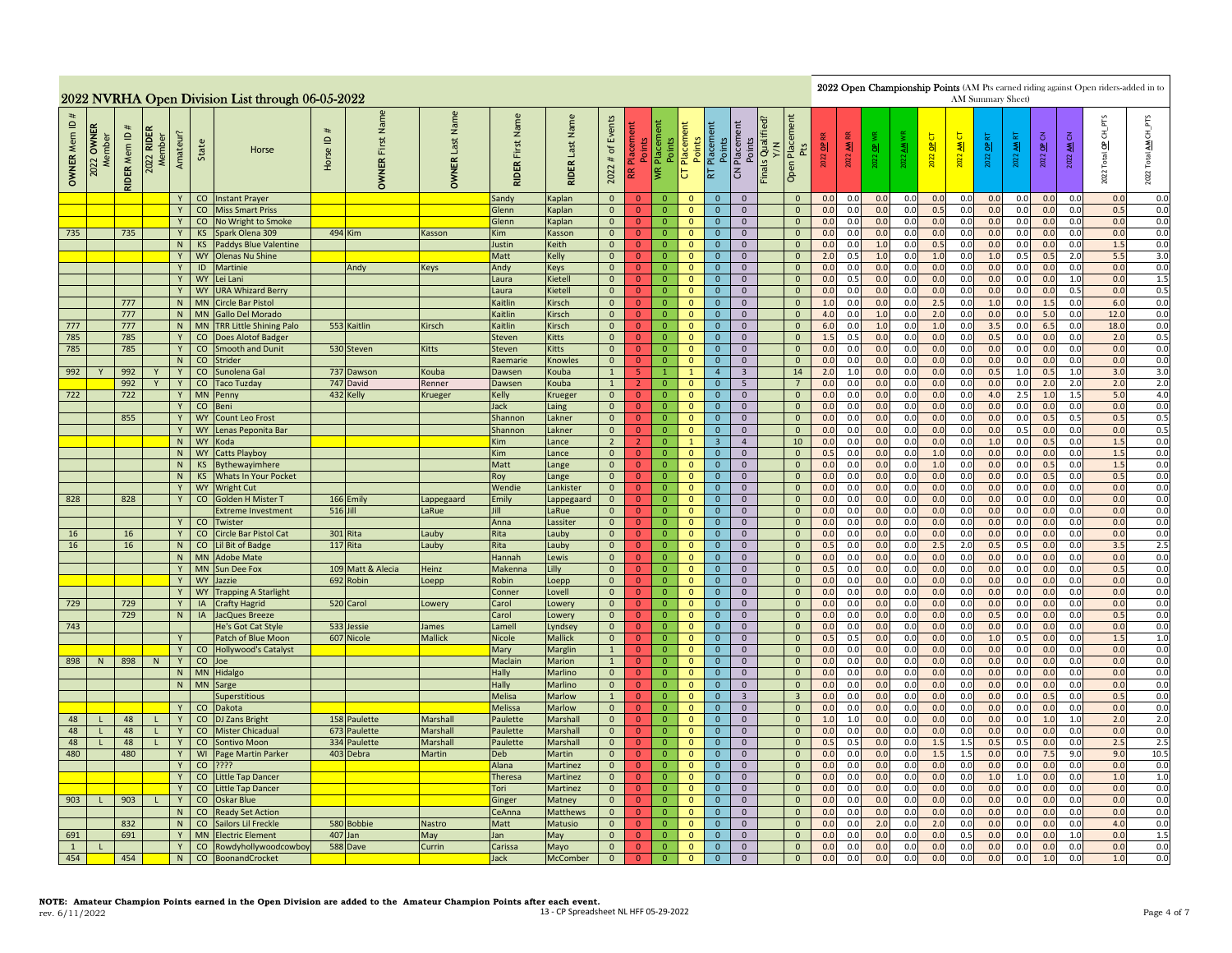# 2022 NVRHA Open Division List through 06-05-2022

2022 Open Championship Points (AM Pts earned riding against Open riders-added in to AM Summary Sheet)

| OWNER Mem ID # | 2022 OWNER Member | RIDER Mem ID # | 2022 RIDER Member | Amateur? | State | Horse | Horse ID # | OWNER First Name | OWNER Last Name | RIDER First Name | RIDER Last Name | 2022 # of Events | RR Placement Points | WR Placement Points | CT Placement Points | RT Placement Points | CN Placement Points | Finals Qualified? Y/N | Open Placement Pts | 2022 OP RR | 2022 AM RR | 2022 OP WR | 2022 AM WR | 2022 OP CT | 2022 AM CT | 2022 OP RT | 2022 AM RT | 2022 OP CN | 2022 AM CN | 2022 Total OP CH_PTS | 2022 Total AM CH_PTS |
|---|---|---|---|---|---|---|---|---|---|---|---|---|---|---|---|---|---|---|---|---|---|---|---|---|---|---|---|---|---|---|---|
| | | | | Y | CO | Instant Prayer | | | | Sandy | Kaplan | 0 | 0 | 0 | 0 | 0 | 0 | | 0 | 0.0 | 0.0 | 0.0 | 0.0 | 0.0 | 0.0 | 0.0 | 0.0 | 0.0 | 0.0 | 0.0 | 0.0 |
| | | | | Y | CO | Miss Smart Priss | | | | Glenn | Kaplan | 0 | 0 | 0 | 0 | 0 | 0 | | 0 | 0.0 | 0.0 | 0.0 | 0.0 | 0.5 | 0.0 | 0.0 | 0.0 | 0.0 | 0.0 | 0.5 | 0.0 |
| | | | | Y | CO | No Wright to Smoke | | | | Glenn | Kaplan | 0 | 0 | 0 | 0 | 0 | 0 | | 0 | 0.0 | 0.0 | 0.0 | 0.0 | 0.0 | 0.0 | 0.0 | 0.0 | 0.0 | 0.0 | 0.0 | 0.0 |
| 735 | | 735 | | Y | KS | Spark Olena 309 | 494 | Kim | Kasson | Kim | Kasson | 0 | 0 | 0 | 0 | 0 | 0 | | 0 | 0.0 | 0.0 | 0.0 | 0.0 | 0.0 | 0.0 | 0.0 | 0.0 | 0.0 | 0.0 | 0.0 | 0.0 |
| | | | | N | KS | Paddys Blue Valentine | | | | Justin | Keith | 0 | 0 | 0 | 0 | 0 | 0 | | 0 | 0.0 | 0.0 | 1.0 | 0.0 | 0.5 | 0.0 | 0.0 | 0.0 | 0.0 | 0.0 | 1.5 | 0.0 |
| | | | | Y | WY | Olenas Nu Shine | | | | Matt | Kelly | 0 | 0 | 0 | 0 | 0 | 0 | | 0 | 2.0 | 0.5 | 1.0 | 0.0 | 1.0 | 0.0 | 1.0 | 0.5 | 0.5 | 2.0 | 5.5 | 3.0 |
| | | | | Y | ID | Martinie | | Andy | Keys | Andy | Keys | 0 | 0 | 0 | 0 | 0 | 0 | | 0 | 0.0 | 0.0 | 0.0 | 0.0 | 0.0 | 0.0 | 0.0 | 0.0 | 0.0 | 0.0 | 0.0 | 0.0 |
| | | | | Y | WY | Lei Lani | | | | Laura | Kietell | 0 | 0 | 0 | 0 | 0 | 0 | | 0 | 0.0 | 0.5 | 0.0 | 0.0 | 0.0 | 0.0 | 0.0 | 0.0 | 0.0 | 1.0 | 0.0 | 1.5 |
| | | | | Y | WY | URA Whizard Berry | | | | Laura | Kietell | 0 | 0 | 0 | 0 | 0 | 0 | | 0 | 0.0 | 0.0 | 0.0 | 0.0 | 0.0 | 0.0 | 0.0 | 0.0 | 0.0 | 0.5 | 0.0 | 0.5 |
| | | 777 | | N | MN | Circle Bar Pistol | | | | Kaitlin | Kirsch | 0 | 0 | 0 | 0 | 0 | 0 | | 0 | 1.0 | 0.0 | 0.0 | 0.0 | 2.5 | 0.0 | 1.0 | 0.0 | 1.5 | 0.0 | 6.0 | 0.0 |
| | | 777 | | N | MN | Gallo Del Morado | | | | Kaitlin | Kirsch | 0 | 0 | 0 | 0 | 0 | 0 | | 0 | 4.0 | 0.0 | 1.0 | 0.0 | 2.0 | 0.0 | 0.0 | 0.0 | 5.0 | 0.0 | 12.0 | 0.0 |
| 777 | | 777 | | N | MN | TRR Little Shining Palo | 553 | Kaitlin | Kirsch | Kaitlin | Kirsch | 0 | 0 | 0 | 0 | 0 | 0 | | 0 | 6.0 | 0.0 | 1.0 | 0.0 | 1.0 | 0.0 | 3.5 | 0.0 | 6.5 | 0.0 | 18.0 | 0.0 |
| 785 | | 785 | | Y | CO | Does Alotof Badger | | | | Steven | Kitts | 0 | 0 | 0 | 0 | 0 | 0 | | 0 | 1.5 | 0.5 | 0.0 | 0.0 | 0.0 | 0.0 | 0.5 | 0.0 | 0.0 | 0.0 | 2.0 | 0.5 |
| 785 | | 785 | | Y | CO | Smooth and Dunit | 530 | Steven | Kitts | Steven | Kitts | 0 | 0 | 0 | 0 | 0 | 0 | | 0 | 0.0 | 0.0 | 0.0 | 0.0 | 0.0 | 0.0 | 0.0 | 0.0 | 0.0 | 0.0 | 0.0 | 0.0 |
| | | | | N | CO | Strider | | | | Raemarie | Knowles | 0 | 0 | 0 | 0 | 0 | 0 | | 0 | 0.0 | 0.0 | 0.0 | 0.0 | 0.0 | 0.0 | 0.0 | 0.0 | 0.0 | 0.0 | 0.0 | 0.0 |
| 992 | Y | 992 | Y | Y | CO | Sunolena Gal | 737 | Dawson | Kouba | Dawsen | Kouba | 1 | 5 | 1 | 1 | 4 | 3 | | 14 | 2.0 | 1.0 | 0.0 | 0.0 | 0.0 | 0.0 | 0.5 | 1.0 | 0.5 | 1.0 | 3.0 | 3.0 |
| | | 992 | Y | Y | CO | Taco Tuzday | 747 | David | Renner | Dawsen | Kouba | 1 | 2 | 0 | 0 | 0 | 5 | | 7 | 0.0 | 0.0 | 0.0 | 0.0 | 0.0 | 0.0 | 0.0 | 0.0 | 2.0 | 2.0 | 2.0 | 2.0 |
| 722 | | 722 | | Y | MN | Penny | 432 | Kelly | Krueger | Kelly | Krueger | 0 | 0 | 0 | 0 | 0 | 0 | | 0 | 0.0 | 0.0 | 0.0 | 0.0 | 0.0 | 0.0 | 4.0 | 2.5 | 1.0 | 1.5 | 5.0 | 4.0 |
| | | | | Y | CO | Beni | | | | Jack | Laing | 0 | 0 | 0 | 0 | 0 | 0 | | 0 | 0.0 | 0.0 | 0.0 | 0.0 | 0.0 | 0.0 | 0.0 | 0.0 | 0.0 | 0.0 | 0.0 | 0.0 |
| | | 855 | | Y | WY | Count Leo Frost | | | | Shannon | Lakner | 0 | 0 | 0 | 0 | 0 | 0 | | 0 | 0.0 | 0.0 | 0.0 | 0.0 | 0.0 | 0.0 | 0.0 | 0.0 | 0.5 | 0.5 | 0.5 | 0.5 |
| | | | | Y | WY | Lenas Peponita Bar | | | | Shannon | Lakner | 0 | 0 | 0 | 0 | 0 | 0 | | 0 | 0.0 | 0.0 | 0.0 | 0.0 | 0.0 | 0.0 | 0.0 | 0.5 | 0.0 | 0.0 | 0.0 | 0.5 |
| | | | | N | WY | Koda | | | | Kim | Lance | 2 | 2 | 0 | 1 | 3 | 4 | | 10 | 0.0 | 0.0 | 0.0 | 0.0 | 0.0 | 0.0 | 1.0 | 0.0 | 0.5 | 0.0 | 1.5 | 0.0 |
| | | | | N | WY | Catts Playboy | | | | Kim | Lance | 0 | 0 | 0 | 0 | 0 | 0 | | 0 | 0.5 | 0.0 | 0.0 | 0.0 | 1.0 | 0.0 | 0.0 | 0.0 | 0.0 | 0.0 | 1.5 | 0.0 |
| | | | | N | KS | Bythewayimhere | | | | Matt | Lange | 0 | 0 | 0 | 0 | 0 | 0 | | 0 | 0.0 | 0.0 | 0.0 | 0.0 | 1.0 | 0.0 | 0.0 | 0.0 | 0.5 | 0.0 | 1.5 | 0.0 |
| | | | | N | KS | Whats In Your Pocket | | | | Roy | Lange | 0 | 0 | 0 | 0 | 0 | 0 | | 0 | 0.0 | 0.0 | 0.0 | 0.0 | 0.0 | 0.0 | 0.0 | 0.0 | 0.5 | 0.0 | 0.5 | 0.0 |
| | | | | Y | WY | Wright Cut | | | | Wendie | Lankister | 0 | 0 | 0 | 0 | 0 | 0 | | 0 | 0.0 | 0.0 | 0.0 | 0.0 | 0.0 | 0.0 | 0.0 | 0.0 | 0.0 | 0.0 | 0.0 | 0.0 |
| 828 | | 828 | | Y | CO | Golden H Mister T | 166 | Emily | Lappegaard | Emily | Lappegaard | 0 | 0 | 0 | 0 | 0 | 0 | | 0 | 0.0 | 0.0 | 0.0 | 0.0 | 0.0 | 0.0 | 0.0 | 0.0 | 0.0 | 0.0 | 0.0 | 0.0 |
| | | | | | | Extreme Investment | 516 | Jill | LaRue | Jill | LaRue | 0 | 0 | 0 | 0 | 0 | 0 | | 0 | 0.0 | 0.0 | 0.0 | 0.0 | 0.0 | 0.0 | 0.0 | 0.0 | 0.0 | 0.0 | 0.0 | 0.0 |
| | | | | Y | CO | Twister | | | | Anna | Lassiter | 0 | 0 | 0 | 0 | 0 | 0 | | 0 | 0.0 | 0.0 | 0.0 | 0.0 | 0.0 | 0.0 | 0.0 | 0.0 | 0.0 | 0.0 | 0.0 | 0.0 |
| 16 | | 16 | | Y | CO | Circle Bar Pistol Cat | 301 | Rita | Lauby | Rita | Lauby | 0 | 0 | 0 | 0 | 0 | 0 | | 0 | 0.0 | 0.0 | 0.0 | 0.0 | 0.0 | 0.0 | 0.0 | 0.0 | 0.0 | 0.0 | 0.0 | 0.0 |
| 16 | | 16 | | N | CO | Lil Bit of Badge | 117 | Rita | Lauby | Rita | Lauby | 0 | 0 | 0 | 0 | 0 | 0 | | 0 | 0.5 | 0.0 | 0.0 | 0.0 | 2.5 | 2.0 | 0.5 | 0.5 | 0.0 | 0.0 | 3.5 | 2.5 |
| | | | | N | MN | Adobe Mate | | | | Hannah | Lewis | 0 | 0 | 0 | 0 | 0 | 0 | | 0 | 0.0 | 0.0 | 0.0 | 0.0 | 0.0 | 0.0 | 0.0 | 0.0 | 0.0 | 0.0 | 0.0 | 0.0 |
| | | | | Y | MN | Sun Dee Fox | 109 | Matt & Alecia | Heinz | Makenna | Lilly | 0 | 0 | 0 | 0 | 0 | 0 | | 0 | 0.5 | 0.0 | 0.0 | 0.0 | 0.0 | 0.0 | 0.0 | 0.0 | 0.0 | 0.0 | 0.5 | 0.0 |
| | | | | Y | WY | Jazzie | 692 | Robin | Loepp | Robin | Loepp | 0 | 0 | 0 | 0 | 0 | 0 | | 0 | 0.0 | 0.0 | 0.0 | 0.0 | 0.0 | 0.0 | 0.0 | 0.0 | 0.0 | 0.0 | 0.0 | 0.0 |
| | | | | Y | WY | Trapping A Starlight | | | | Conner | Lovell | 0 | 0 | 0 | 0 | 0 | 0 | | 0 | 0.0 | 0.0 | 0.0 | 0.0 | 0.0 | 0.0 | 0.0 | 0.0 | 0.0 | 0.0 | 0.0 | 0.0 |
| 729 | | 729 | | Y | IA | Crafty Hagrid | 520 | Carol | Lowery | Carol | Lowery | 0 | 0 | 0 | 0 | 0 | 0 | | 0 | 0.0 | 0.0 | 0.0 | 0.0 | 0.0 | 0.0 | 0.0 | 0.0 | 0.0 | 0.0 | 0.0 | 0.0 |
| | | 729 | | N | IA | JacQues Breeze | | | | Carol | Lowery | 0 | 0 | 0 | 0 | 0 | 0 | | 0 | 0.0 | 0.0 | 0.0 | 0.0 | 0.0 | 0.0 | 0.5 | 0.0 | 0.0 | 0.0 | 0.5 | 0.0 |
| 743 | | | | | | He's Got Cat Style | 533 | Jessie | James | Lamell | Lyndsey | 0 | 0 | 0 | 0 | 0 | 0 | | 0 | 0.0 | 0.0 | 0.0 | 0.0 | 0.0 | 0.0 | 0.0 | 0.0 | 0.0 | 0.0 | 0.0 | 0.0 |
| | | | | Y | | Patch of Blue Moon | 607 | Nicole | Mallick | Nicole | Mallick | 0 | 0 | 0 | 0 | 0 | 0 | | 0 | 0.5 | 0.5 | 0.0 | 0.0 | 0.0 | 0.0 | 1.0 | 0.5 | 0.0 | 0.0 | 1.5 | 1.0 |
| | | | | Y | CO | Hollywood's Catalyst | | | | Mary | Marglin | 1 | 0 | 0 | 0 | 0 | 0 | | 0 | 0.0 | 0.0 | 0.0 | 0.0 | 0.0 | 0.0 | 0.0 | 0.0 | 0.0 | 0.0 | 0.0 | 0.0 |
| 898 | N | 898 | N | Y | CO | Joe | | | | Maclain | Marion | 1 | 0 | 0 | 0 | 0 | 0 | | 0 | 0.0 | 0.0 | 0.0 | 0.0 | 0.0 | 0.0 | 0.0 | 0.0 | 0.0 | 0.0 | 0.0 | 0.0 |
| | | | | N | MN | Hidalgo | | | | Hally | Marlino | 0 | 0 | 0 | 0 | 0 | 0 | | 0 | 0.0 | 0.0 | 0.0 | 0.0 | 0.0 | 0.0 | 0.0 | 0.0 | 0.0 | 0.0 | 0.0 | 0.0 |
| | | | | N | MN | Sarge | | | | Hally | Marlino | 0 | 0 | 0 | 0 | 0 | 0 | | 0 | 0.0 | 0.0 | 0.0 | 0.0 | 0.0 | 0.0 | 0.0 | 0.0 | 0.0 | 0.0 | 0.0 | 0.0 |
| | | | | | | Superstitious | | | | Melisa | Marlow | 1 | 0 | 0 | 0 | 0 | 3 | | 3 | 0.0 | 0.0 | 0.0 | 0.0 | 0.0 | 0.0 | 0.0 | 0.0 | 0.5 | 0.0 | 0.5 | 0.0 |
| | | | | Y | CO | Dakota | | | | Melissa | Marlow | 0 | 0 | 0 | 0 | 0 | 0 | | 0 | 0.0 | 0.0 | 0.0 | 0.0 | 0.0 | 0.0 | 0.0 | 0.0 | 0.0 | 0.0 | 0.0 | 0.0 |
| 48 | L | 48 | L | Y | CO | DJ Zans Bright | 158 | Paulette | Marshall | Paulette | Marshall | 0 | 0 | 0 | 0 | 0 | 0 | | 0 | 1.0 | 1.0 | 0.0 | 0.0 | 0.0 | 0.0 | 0.0 | 0.0 | 1.0 | 1.0 | 2.0 | 2.0 |
| 48 | L | 48 | L | Y | CO | Mister Chicadual | 673 | Paulette | Marshall | Paulette | Marshall | 0 | 0 | 0 | 0 | 0 | 0 | | 0 | 0.0 | 0.0 | 0.0 | 0.0 | 0.0 | 0.0 | 0.0 | 0.0 | 0.0 | 0.0 | 0.0 | 0.0 |
| 48 | L | 48 | L | Y | CO | Sontivo Moon | 334 | Paulette | Marshall | Paulette | Marshall | 0 | 0 | 0 | 0 | 0 | 0 | | 0 | 0.5 | 0.5 | 0.0 | 0.0 | 1.5 | 1.5 | 0.5 | 0.5 | 0.0 | 0.0 | 2.5 | 2.5 |
| 480 | | 480 | | Y | WI | Page Martin Parker | 403 | Debra | Martin | Deb | Martin | 0 | 0 | 0 | 0 | 0 | 0 | | 0 | 0.0 | 0.0 | 0.0 | 0.0 | 1.5 | 1.5 | 0.0 | 0.0 | 7.5 | 9.0 | 9.0 | 10.5 |
| | | | | Y | CO | ???? | | | | Alana | Martinez | 0 | 0 | 0 | 0 | 0 | 0 | | 0 | 0.0 | 0.0 | 0.0 | 0.0 | 0.0 | 0.0 | 0.0 | 0.0 | 0.0 | 0.0 | 0.0 | 0.0 |
| | | | | Y | CO | Little Tap Dancer | | | | Theresa | Martinez | 0 | 0 | 0 | 0 | 0 | 0 | | 0 | 0.0 | 0.0 | 0.0 | 0.0 | 0.0 | 0.0 | 1.0 | 1.0 | 0.0 | 0.0 | 1.0 | 1.0 |
| | | | | Y | CO | Little Tap Dancer | | | | Tori | Martinez | 0 | 0 | 0 | 0 | 0 | 0 | | 0 | 0.0 | 0.0 | 0.0 | 0.0 | 0.0 | 0.0 | 0.0 | 0.0 | 0.0 | 0.0 | 0.0 | 0.0 |
| 903 | L | 903 | L | Y | CO | Oskar Blue | | | | Ginger | Matney | 0 | 0 | 0 | 0 | 0 | 0 | | 0 | 0.0 | 0.0 | 0.0 | 0.0 | 0.0 | 0.0 | 0.0 | 0.0 | 0.0 | 0.0 | 0.0 | 0.0 |
| | | | | N | CO | Ready Set Action | | | | CeAnna | Matthews | 0 | 0 | 0 | 0 | 0 | 0 | | 0 | 0.0 | 0.0 | 0.0 | 0.0 | 0.0 | 0.0 | 0.0 | 0.0 | 0.0 | 0.0 | 0.0 | 0.0 |
| | | 832 | | N | CO | Sailors Lil Freckle | 580 | Bobbie | Nastro | Matt | Matusio | 0 | 0 | 0 | 0 | 0 | 0 | | 0 | 0.0 | 0.0 | 2.0 | 0.0 | 2.0 | 0.0 | 0.0 | 0.0 | 0.0 | 0.0 | 4.0 | 0.0 |
| 691 | | 691 | | Y | MN | Electric Element | 407 | Jan | May | Jan | May | 0 | 0 | 0 | 0 | 0 | 0 | | 0 | 0.0 | 0.0 | 0.0 | 0.0 | 0.0 | 0.5 | 0.0 | 0.0 | 0.0 | 1.0 | 0.0 | 1.5 |
| 1 | L | | | Y | CO | Rowdyhollywoodcowboy | 588 | Dave | Currin | Carissa | Mayo | 0 | 0 | 0 | 0 | 0 | 0 | | 0 | 0.0 | 0.0 | 0.0 | 0.0 | 0.0 | 0.0 | 0.0 | 0.0 | 0.0 | 0.0 | 0.0 | 0.0 |
| 454 | | 454 | | N | CO | BoonandCrocket | | | | Jack | McComber | 0 | 0 | 0 | 0 | 0 | 0 | | 0 | 0.0 | 0.0 | 0.0 | 0.0 | 0.0 | 0.0 | 0.0 | 0.0 | 1.0 | 0.0 | 1.0 | 0.0 |

**NOTE: Amateur Champion Points earned in the Open Division are added to the Amateur Champion Points after each event.**

rev. 6/11/2022

13 - CP Spreadsheet NL HFF 05-29-2022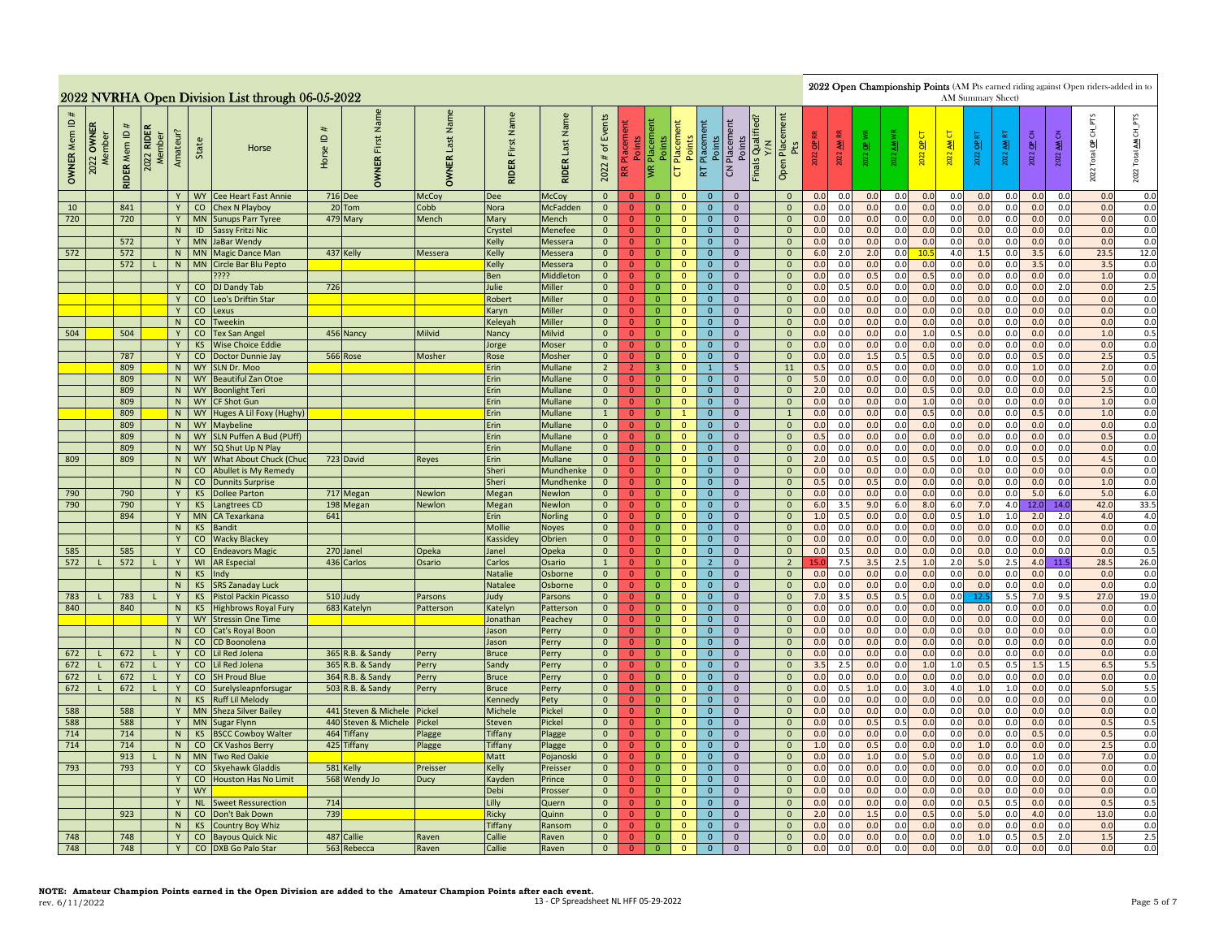## 2022 NVRHA Open Division List through 06-05-2022

**2022 Open Championship Points** (AM Pts earned riding against Open riders-added in to AM Summary Sheet)

| OWNER Mem ID # | 2022 OWNER Member | RIDER Mem ID # | 2022 RIDER Member | Amateur? | State | Horse | Horse ID # | OWNER First Name | OWNER Last Name | RIDER First Name | RIDER Last Name | 2022 # of Events | RR Placement Points | WR Placement Points | CT Placement Points | RT Placement Points | CN Placement Points | Finals Qualified? Y/N | Open Placement Pts | 2022 OP RR | 2022 AM RR | 2022 OP WR | 2022 AM WR | 2022 OP CT | 2022 AM CT | 2022 OP RT | 2022 AM RT | 2022 OP CN | 2022 AM CN | 2022 Total OP CH_PTS | 2022 Total AM CH_PTS |
|---|---|---|---|---|---|---|---|---|---|---|---|---|---|---|---|---|---|---|---|---|---|---|---|---|---|---|---|---|---|---|---|
| | | | | Y | WY | Cee Heart Fast Annie | 716 | Dee | McCoy | Dee | McCoy | 0 | 0 | 0 | 0 | 0 | 0 | | 0 | 0.0 | 0.0 | 0.0 | 0.0 | 0.0 | 0.0 | 0.0 | 0.0 | 0.0 | 0.0 | 0.0 | 0.0 |
| 10 | | 841 | | Y | CO | Chex N Playboy | 20 | Tom | Cobb | Nora | McFadden | 0 | 0 | 0 | 0 | 0 | 0 | | 0 | 0.0 | 0.0 | 0.0 | 0.0 | 0.0 | 0.0 | 0.0 | 0.0 | 0.0 | 0.0 | 0.0 | 0.0 |
| 720 | | 720 | | Y | MN | Sunups Parr Tyree | 479 | Mary | Mench | Mary | Mench | 0 | 0 | 0 | 0 | 0 | 0 | | 0 | 0.0 | 0.0 | 0.0 | 0.0 | 0.0 | 0.0 | 0.0 | 0.0 | 0.0 | 0.0 | 0.0 | 0.0 |
| | | | | N | ID | Sassy Fritzi Nic | | | | Crystel | Menefee | 0 | 0 | 0 | 0 | 0 | 0 | | 0 | 0.0 | 0.0 | 0.0 | 0.0 | 0.0 | 0.0 | 0.0 | 0.0 | 0.0 | 0.0 | 0.0 | 0.0 |
| | | 572 | | Y | MN | JaBar Wendy | | | | Kelly | Messera | 0 | 0 | 0 | 0 | 0 | 0 | | 0 | 0.0 | 0.0 | 0.0 | 0.0 | 0.0 | 0.0 | 0.0 | 0.0 | 0.0 | 0.0 | 0.0 | 0.0 |
| 572 | | 572 | | N | MN | Magic Dance Man | 437 | Kelly | Messera | Kelly | Messera | 0 | 0 | 0 | 0 | 0 | 0 | | 0 | 6.0 | 2.0 | 2.0 | 0.0 | 10.5 | 4.0 | 1.5 | 0.0 | 3.5 | 6.0 | 23.5 | 12.0 |
| | | 572 | L | N | MN | Circle Bar Blu Pepto | | | | Kelly | Messera | 0 | 0 | 0 | 0 | 0 | 0 | | 0 | 0.0 | 0.0 | 0.0 | 0.0 | 0.0 | 0.0 | 0.0 | 0.0 | 3.5 | 0.0 | 3.5 | 0.0 |
| | | | | | | ???? | | | | Ben | Middleton | 0 | 0 | 0 | 0 | 0 | 0 | | 0 | 0.0 | 0.0 | 0.5 | 0.0 | 0.5 | 0.0 | 0.0 | 0.0 | 0.0 | 0.0 | 1.0 | 0.0 |
| | | | | Y | CO | DJ Dandy Tab | 726 | | | Julie | Miller | 0 | 0 | 0 | 0 | 0 | 0 | | 0 | 0.0 | 0.5 | 0.0 | 0.0 | 0.0 | 0.0 | 0.0 | 0.0 | 0.0 | 2.0 | 0.0 | 2.5 |
| | | | | Y | CO | Leo's Driftin Star | | | | Robert | Miller | 0 | 0 | 0 | 0 | 0 | 0 | | 0 | 0.0 | 0.0 | 0.0 | 0.0 | 0.0 | 0.0 | 0.0 | 0.0 | 0.0 | 0.0 | 0.0 | 0.0 |
| | | | | Y | CO | Lexus | | | | Karyn | Miller | 0 | 0 | 0 | 0 | 0 | 0 | | 0 | 0.0 | 0.0 | 0.0 | 0.0 | 0.0 | 0.0 | 0.0 | 0.0 | 0.0 | 0.0 | 0.0 | 0.0 |
| | | | | N | CO | Tweekin | | | | Keleyah | Miller | 0 | 0 | 0 | 0 | 0 | 0 | | 0 | 0.0 | 0.0 | 0.0 | 0.0 | 0.0 | 0.0 | 0.0 | 0.0 | 0.0 | 0.0 | 0.0 | 0.0 |
| 504 | | 504 | | Y | CO | Tex San Angel | 456 | Nancy | Milvid | Nancy | Milvid | 0 | 0 | 0 | 0 | 0 | 0 | | 0 | 0.0 | 0.0 | 0.0 | 0.0 | 1.0 | 0.5 | 0.0 | 0.0 | 0.0 | 0.0 | 1.0 | 0.5 |
| | | | | Y | KS | Wise Choice Eddie | | | | Jorge | Moser | 0 | 0 | 0 | 0 | 0 | 0 | | 0 | 0.0 | 0.0 | 0.0 | 0.0 | 0.0 | 0.0 | 0.0 | 0.0 | 0.0 | 0.0 | 0.0 | 0.0 |
| | | 787 | | Y | CO | Doctor Dunnie Jay | 566 | Rose | Mosher | Rose | Mosher | 0 | 0 | 0 | 0 | 0 | 0 | | 0 | 0.0 | 0.0 | 1.5 | 0.5 | 0.5 | 0.0 | 0.0 | 0.0 | 0.5 | 0.0 | 2.5 | 0.5 |
| | | 809 | | N | WY | SLN Dr. Moo | | | | Erin | Mullane | 2 | 2 | 3 | 0 | 1 | 5 | | 11 | 0.5 | 0.0 | 0.5 | 0.0 | 0.0 | 0.0 | 0.0 | 0.0 | 1.0 | 0.0 | 2.0 | 0.0 |
| | | 809 | | N | WY | Beautiful Zan Otoe | | | | Erin | Mullane | 0 | 0 | 0 | 0 | 0 | 0 | | 0 | 5.0 | 0.0 | 0.0 | 0.0 | 0.0 | 0.0 | 0.0 | 0.0 | 0.0 | 0.0 | 5.0 | 0.0 |
| | | 809 | | N | WY | Boonlight Teri | | | | Erin | Mullane | 0 | 0 | 0 | 0 | 0 | 0 | | 0 | 2.0 | 0.0 | 0.0 | 0.0 | 0.5 | 0.0 | 0.0 | 0.0 | 0.0 | 0.0 | 2.5 | 0.0 |
| | | 809 | | N | WY | CF Shot Gun | | | | Erin | Mullane | 0 | 0 | 0 | 0 | 0 | 0 | | 0 | 0.0 | 0.0 | 0.0 | 0.0 | 1.0 | 0.0 | 0.0 | 0.0 | 0.0 | 0.0 | 1.0 | 0.0 |
| | | 809 | | N | WY | Huges A Lil Foxy (Hughy) | | | | Erin | Mullane | 1 | 0 | 0 | 1 | 0 | 0 | | 1 | 0.0 | 0.0 | 0.0 | 0.0 | 0.5 | 0.0 | 0.0 | 0.0 | 0.5 | 0.0 | 1.0 | 0.0 |
| | | 809 | | N | WY | Maybeline | | | | Erin | Mullane | 0 | 0 | 0 | 0 | 0 | 0 | | 0 | 0.0 | 0.0 | 0.0 | 0.0 | 0.0 | 0.0 | 0.0 | 0.0 | 0.0 | 0.0 | 0.0 | 0.0 |
| | | 809 | | N | WY | SLN Puffen A Bud (PUff) | | | | Erin | Mullane | 0 | 0 | 0 | 0 | 0 | 0 | | 0 | 0.5 | 0.0 | 0.0 | 0.0 | 0.0 | 0.0 | 0.0 | 0.0 | 0.0 | 0.0 | 0.5 | 0.0 |
| | | 809 | | N | WY | SQ Shut Up N Play | | | | Erin | Mullane | 0 | 0 | 0 | 0 | 0 | 0 | | 0 | 0.0 | 0.0 | 0.0 | 0.0 | 0.0 | 0.0 | 0.0 | 0.0 | 0.0 | 0.0 | 0.0 | 0.0 |
| 809 | | 809 | | N | WY | What About Chuck (Chuc | 723 | David | Reyes | Erin | Mullane | 0 | 0 | 0 | 0 | 0 | 0 | | 0 | 2.0 | 0.0 | 0.5 | 0.0 | 0.5 | 0.0 | 1.0 | 0.0 | 0.5 | 0.0 | 4.5 | 0.0 |
| | | | | N | CO | Abullet is My Remedy | | | | Sheri | Mundhenke | 0 | 0 | 0 | 0 | 0 | 0 | | 0 | 0.0 | 0.0 | 0.0 | 0.0 | 0.0 | 0.0 | 0.0 | 0.0 | 0.0 | 0.0 | 0.0 | 0.0 |
| | | | | N | CO | Dunnits Surprise | | | | Sheri | Mundhenke | 0 | 0 | 0 | 0 | 0 | 0 | | 0 | 0.5 | 0.0 | 0.5 | 0.0 | 0.0 | 0.0 | 0.0 | 0.0 | 0.0 | 0.0 | 1.0 | 0.0 |
| 790 | | 790 | | Y | KS | Dollee Parton | 717 | Megan | Newlon | Megan | Newlon | 0 | 0 | 0 | 0 | 0 | 0 | | 0 | 0.0 | 0.0 | 0.0 | 0.0 | 0.0 | 0.0 | 0.0 | 0.0 | 5.0 | 6.0 | 5.0 | 6.0 |
| 790 | | 790 | | Y | KS | Langtrees CD | 198 | Megan | Newlon | Megan | Newlon | 0 | 0 | 0 | 0 | 0 | 0 | | 0 | 6.0 | 3.5 | 9.0 | 6.0 | 8.0 | 6.0 | 7.0 | 4.0 | 12.0 | 14.0 | 42.0 | 33.5 |
| | | 894 | | Y | MN | CA Texarkana | 641 | | | Erin | Norling | 0 | 0 | 0 | 0 | 0 | 0 | | 0 | 1.0 | 0.5 | 0.0 | 0.0 | 0.0 | 0.5 | 1.0 | 1.0 | 2.0 | 2.0 | 4.0 | 4.0 |
| | | | | N | KS | Bandit | | | | Mollie | Noyes | 0 | 0 | 0 | 0 | 0 | 0 | | 0 | 0.0 | 0.0 | 0.0 | 0.0 | 0.0 | 0.0 | 0.0 | 0.0 | 0.0 | 0.0 | 0.0 | 0.0 |
| | | | | Y | CO | Wacky Blackey | | | | Kassidey | Obrien | 0 | 0 | 0 | 0 | 0 | 0 | | 0 | 0.0 | 0.0 | 0.0 | 0.0 | 0.0 | 0.0 | 0.0 | 0.0 | 0.0 | 0.0 | 0.0 | 0.0 |
| 585 | | 585 | | Y | CO | Endeavors Magic | 270 | Janel | Opeka | Janel | Opeka | 0 | 0 | 0 | 0 | 0 | 0 | | 0 | 0.0 | 0.5 | 0.0 | 0.0 | 0.0 | 0.0 | 0.0 | 0.0 | 0.0 | 0.0 | 0.0 | 0.5 |
| 572 | L | 572 | L | Y | WI | AR Especial | 436 | Carlos | Osario | Carlos | Osario | 1 | 0 | 0 | 0 | 2 | 0 | | 2 | 15.0 | 7.5 | 3.5 | 2.5 | 1.0 | 2.0 | 5.0 | 2.5 | 4.0 | 11.5 | 28.5 | 26.0 |
| | | | | N | KS | Indy | | | | Natalie | Osborne | 0 | 0 | 0 | 0 | 0 | 0 | | 0 | 0.0 | 0.0 | 0.0 | 0.0 | 0.0 | 0.0 | 0.0 | 0.0 | 0.0 | 0.0 | 0.0 | 0.0 |
| | | | | N | KS | SRS Zanaday Luck | | | | Natalee | Osborne | 0 | 0 | 0 | 0 | 0 | 0 | | 0 | 0.0 | 0.0 | 0.0 | 0.0 | 0.0 | 0.0 | 0.0 | 0.0 | 0.0 | 0.0 | 0.0 | 0.0 |
| 783 | L | 783 | L | Y | KS | Pistol Packin Picasso | 510 | Judy | Parsons | Judy | Parsons | 0 | 0 | 0 | 0 | 0 | 0 | | 0 | 7.0 | 3.5 | 0.5 | 0.5 | 0.0 | 0.0 | 12.5 | 5.5 | 7.0 | 9.5 | 27.0 | 19.0 |
| 840 | | 840 | | N | KS | Highbrows Royal Fury | 683 | Katelyn | Patterson | Katelyn | Patterson | 0 | 0 | 0 | 0 | 0 | 0 | | 0 | 0.0 | 0.0 | 0.0 | 0.0 | 0.0 | 0.0 | 0.0 | 0.0 | 0.0 | 0.0 | 0.0 | 0.0 |
| | | | | Y | WY | Stressin One Time | | | | Jonathan | Peachey | 0 | 0 | 0 | 0 | 0 | 0 | | 0 | 0.0 | 0.0 | 0.0 | 0.0 | 0.0 | 0.0 | 0.0 | 0.0 | 0.0 | 0.0 | 0.0 | 0.0 |
| | | | | N | CO | Cat's Royal Boon | | | | Jason | Perry | 0 | 0 | 0 | 0 | 0 | 0 | | 0 | 0.0 | 0.0 | 0.0 | 0.0 | 0.0 | 0.0 | 0.0 | 0.0 | 0.0 | 0.0 | 0.0 | 0.0 |
| | | | | N | CO | CD Boonolena | | | | Jason | Perry | 0 | 0 | 0 | 0 | 0 | 0 | | 0 | 0.0 | 0.0 | 0.0 | 0.0 | 0.0 | 0.0 | 0.0 | 0.0 | 0.0 | 0.0 | 0.0 | 0.0 |
| 672 | L | 672 | L | Y | CO | Lil Red Jolena | 365 | R.B. & Sandy | Perry | Bruce | Perry | 0 | 0 | 0 | 0 | 0 | 0 | | 0 | 0.0 | 0.0 | 0.0 | 0.0 | 0.0 | 0.0 | 0.0 | 0.0 | 0.0 | 0.0 | 0.0 | 0.0 |
| 672 | L | 672 | L | Y | CO | Lil Red Jolena | 365 | R.B. & Sandy | Perry | Sandy | Perry | 0 | 0 | 0 | 0 | 0 | 0 | | 0 | 3.5 | 2.5 | 0.0 | 0.0 | 1.0 | 1.0 | 0.5 | 0.5 | 1.5 | 1.5 | 6.5 | 5.5 |
| 672 | L | 672 | L | Y | CO | SH Proud Blue | 364 | R.B. & Sandy | Perry | Bruce | Perry | 0 | 0 | 0 | 0 | 0 | 0 | | 0 | 0.0 | 0.0 | 0.0 | 0.0 | 0.0 | 0.0 | 0.0 | 0.0 | 0.0 | 0.0 | 0.0 | 0.0 |
| 672 | L | 672 | L | Y | CO | Surelysleapnforsugar | 503 | R.B. & Sandy | Perry | Bruce | Perry | 0 | 0 | 0 | 0 | 0 | 0 | | 0 | 0.0 | 0.5 | 1.0 | 0.0 | 3.0 | 4.0 | 1.0 | 1.0 | 0.0 | 0.0 | 5.0 | 5.5 |
| | | | | N | KS | Ruff Lil Melody | | | | Kennedy | Pety | 0 | 0 | 0 | 0 | 0 | 0 | | 0 | 0.0 | 0.0 | 0.0 | 0.0 | 0.0 | 0.0 | 0.0 | 0.0 | 0.0 | 0.0 | 0.0 | 0.0 |
| 588 | | 588 | | Y | MN | Sheza Silver Bailey | 441 | Steven & Michele | Pickel | Michele | Pickel | 0 | 0 | 0 | 0 | 0 | 0 | | 0 | 0.0 | 0.0 | 0.0 | 0.0 | 0.0 | 0.0 | 0.0 | 0.0 | 0.0 | 0.0 | 0.0 | 0.0 |
| 588 | | 588 | | Y | MN | Sugar Flynn | 440 | Steven & Michele | Pickel | Steven | Pickel | 0 | 0 | 0 | 0 | 0 | 0 | | 0 | 0.0 | 0.0 | 0.5 | 0.5 | 0.0 | 0.0 | 0.0 | 0.0 | 0.0 | 0.0 | 0.5 | 0.5 |
| 714 | | 714 | | N | KS | BSCC Cowboy Walter | 464 | Tiffany | Plagge | Tiffany | Plagge | 0 | 0 | 0 | 0 | 0 | 0 | | 0 | 0.0 | 0.0 | 0.0 | 0.0 | 0.0 | 0.0 | 0.0 | 0.0 | 0.5 | 0.0 | 0.5 | 0.0 |
| 714 | | 714 | | N | CO | CK Vashos Berry | 425 | Tiffany | Plagge | Tiffany | Plagge | 0 | 0 | 0 | 0 | 0 | 0 | | 0 | 1.0 | 0.0 | 0.5 | 0.0 | 0.0 | 0.0 | 1.0 | 0.0 | 0.0 | 0.0 | 2.5 | 0.0 |
| | | 913 | L | N | MN | Two Red Oakie | | | | Matt | Pojanoski | 0 | 0 | 0 | 0 | 0 | 0 | | 0 | 0.0 | 0.0 | 1.0 | 0.0 | 5.0 | 0.0 | 0.0 | 0.0 | 1.0 | 0.0 | 7.0 | 0.0 |
| 793 | | 793 | | Y | CO | Skyehawk Gladdis | 581 | Kelly | Preisser | Kelly | Preisser | 0 | 0 | 0 | 0 | 0 | 0 | | 0 | 0.0 | 0.0 | 0.0 | 0.0 | 0.0 | 0.0 | 0.0 | 0.0 | 0.0 | 0.0 | 0.0 | 0.0 |
| | | | | Y | CO | Houston Has No Limit | 568 | Wendy Jo | Ducy | Kayden | Prince | 0 | 0 | 0 | 0 | 0 | 0 | | 0 | 0.0 | 0.0 | 0.0 | 0.0 | 0.0 | 0.0 | 0.0 | 0.0 | 0.0 | 0.0 | 0.0 | 0.0 |
| | | | | Y | WY | | | | | Debi | Prosser | 0 | 0 | 0 | 0 | 0 | 0 | | 0 | 0.0 | 0.0 | 0.0 | 0.0 | 0.0 | 0.0 | 0.0 | 0.0 | 0.0 | 0.0 | 0.0 | 0.0 |
| | | | | Y | NL | Sweet Ressurection | 714 | | | Lilly | Quern | 0 | 0 | 0 | 0 | 0 | 0 | | 0 | 0.0 | 0.0 | 0.0 | 0.0 | 0.0 | 0.0 | 0.5 | 0.5 | 0.0 | 0.0 | 0.5 | 0.5 |
| | | 923 | | N | CO | Don't Bak Down | 739 | | | Ricky | Quinn | 0 | 0 | 0 | 0 | 0 | 0 | | 0 | 2.0 | 0.0 | 1.5 | 0.0 | 0.5 | 0.0 | 5.0 | 0.0 | 4.0 | 0.0 | 13.0 | 0.0 |
| | | | | N | KS | Country Boy Whiz | | | | Tiffany | Ransom | 0 | 0 | 0 | 0 | 0 | 0 | | 0 | 0.0 | 0.0 | 0.0 | 0.0 | 0.0 | 0.0 | 0.0 | 0.0 | 0.0 | 0.0 | 0.0 | 0.0 |
| 748 | | 748 | | Y | CO | Bayous Quick Nic | 487 | Callie | Raven | Callie | Raven | 0 | 0 | 0 | 0 | 0 | 0 | | 0 | 0.0 | 0.0 | 0.0 | 0.0 | 0.0 | 0.0 | 1.0 | 0.5 | 0.5 | 2.0 | 1.5 | 2.5 |
| 748 | | 748 | | Y | CO | DXB Go Palo Star | 563 | Rebecca | Raven | Callie | Raven | 0 | 0 | 0 | 0 | 0 | 0 | | 0 | 0.0 | 0.0 | 0.0 | 0.0 | 0.0 | 0.0 | 0.0 | 0.0 | 0.0 | 0.0 | 0.0 | 0.0 |

**NOTE: Amateur Champion Points earned in the Open Division are added to the Amateur Champion Points after each event.**

rev. 6/11/2022

13 - CP Spreadsheet NL HFF 05-29-2022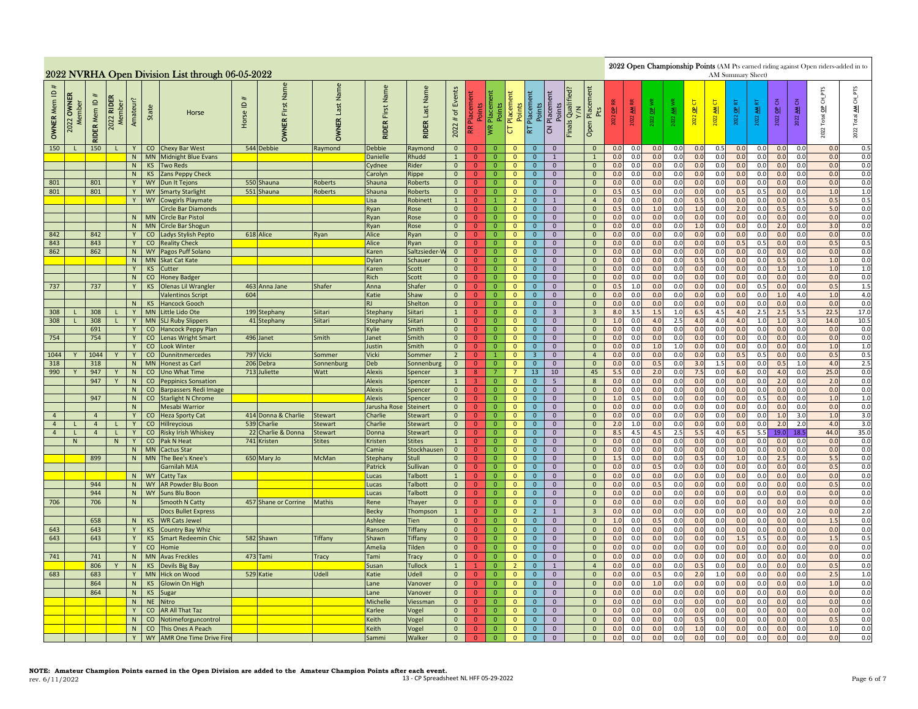## 2022 NVRHA Open Division List through 06-05-2022

**2022 Open Championship Points** (AM Pts earned riding against Open riders-added in to AM Summary Sheet)

| OWNER Mem ID # | 2022 OWNER Member | RIDER Mem ID # | 2022 RIDER Member | Amateur? | State | Horse | Horse ID # | OWNER First Name | OWNER Last Name | RIDER First Name | RIDER Last Name | 2022 # of Events | RR Placement Points | WR Placement Points | CT Placement Points | RT Placement Points | CN Placement Points | Finals Qualified? Y/N | Open Placement Pts | 2022 OP RR | 2022 AM RR | 2022 OP WR | 2022 AM WR | 2022 OP CT | 2022 AM CT | 2022 OP RT | 2022 AM RT | 2022 OP CN | 2022 AM CN | 2022 Total OP CH_PTS | 2022 Total AM CH_PTS |
|---|---|---|---|---|---|---|---|---|---|---|---|---|---|---|---|---|---|---|---|---|---|---|---|---|---|---|---|---|---|---|---|
| 150 | L | 150 | L | Y | CO | Chexy Bar West | 544 | Debbie | Raymond | Debbie | Raymond | 0 | 0 | 0 | 0 | 0 | 0 | | 0 | 0.0 | 0.0 | 0.0 | 0.0 | 0.0 | 0.5 | 0.0 | 0.0 | 0.0 | 0.0 | 0.0 | 0.5 |
| | | | | N | MN | Midnight Blue Evans | | | | Danielle | Rhudd | 1 | 0 | 0 | 0 | 0 | 1 | | 1 | 0.0 | 0.0 | 0.0 | 0.0 | 0.0 | 0.0 | 0.0 | 0.0 | 0.0 | 0.0 | 0.0 | 0.0 |
| | | | | N | KS | Two Reds | | | | Cydnee | Rider | 0 | 0 | 0 | 0 | 0 | 0 | | 0 | 0.0 | 0.0 | 0.0 | 0.0 | 0.0 | 0.0 | 0.0 | 0.0 | 0.0 | 0.0 | 0.0 | 0.0 |
| | | | | N | KS | Zans Peppy Check | | | | Carolyn | Rippe | 0 | 0 | 0 | 0 | 0 | 0 | | 0 | 0.0 | 0.0 | 0.0 | 0.0 | 0.0 | 0.0 | 0.0 | 0.0 | 0.0 | 0.0 | 0.0 | 0.0 |
| 801 | | 801 | | Y | WY | Dun It Tejons | 550 | Shauna | Roberts | Shauna | Roberts | 0 | 0 | 0 | 0 | 0 | 0 | | 0 | 0.0 | 0.0 | 0.0 | 0.0 | 0.0 | 0.0 | 0.0 | 0.0 | 0.0 | 0.0 | 0.0 | 0.0 |
| 801 | | 801 | | Y | WY | Smarty Starlight | 551 | Shauna | Roberts | Shauna | Roberts | 0 | 0 | 0 | 0 | 0 | 0 | | 0 | 0.5 | 0.5 | 0.0 | 0.0 | 0.0 | 0.0 | 0.5 | 0.5 | 0.0 | 0.0 | 1.0 | 1.0 |
| | | | | Y | WY | Cowgirls Playmate | | | | Lisa | Robinett | 1 | 0 | 1 | 2 | 0 | 1 | | 4 | 0.0 | 0.0 | 0.0 | 0.0 | 0.5 | 0.0 | 0.0 | 0.0 | 0.0 | 0.5 | 0.5 | 0.5 |
| | | | | | | Circle Bar Diamonds | | | | Ryan | Rose | 0 | 0 | 0 | 0 | 0 | 0 | | 0 | 0.5 | 0.0 | 1.0 | 0.0 | 1.0 | 0.0 | 2.0 | 0.0 | 0.5 | 0.0 | 5.0 | 0.0 |
| | | | | N | MN | Circle Bar Pistol | | | | Ryan | Rose | 0 | 0 | 0 | 0 | 0 | 0 | | 0 | 0.0 | 0.0 | 0.0 | 0.0 | 0.0 | 0.0 | 0.0 | 0.0 | 0.0 | 0.0 | 0.0 | 0.0 |
| | | | | N | MN | Circle Bar Shogun | | | | Ryan | Rose | 0 | 0 | 0 | 0 | 0 | 0 | | 0 | 0.0 | 0.0 | 0.0 | 0.0 | 1.0 | 0.0 | 0.0 | 0.0 | 2.0 | 0.0 | 3.0 | 0.0 |
| 842 | | 842 | | Y | CO | Ladys Stylish Pepto | 618 | Alice | Ryan | Alice | Ryan | 0 | 0 | 0 | 0 | 0 | 0 | | 0 | 0.0 | 0.0 | 0.0 | 0.0 | 0.0 | 0.0 | 0.0 | 0.0 | 0.0 | 0.0 | 0.0 | 0.0 |
| 843 | | 843 | | Y | CO | Reality Check | | | | Alice | Ryan | 0 | 0 | 0 | 0 | 0 | 0 | | 0 | 0.0 | 0.0 | 0.0 | 0.0 | 0.0 | 0.0 | 0.5 | 0.5 | 0.0 | 0.0 | 0.5 | 0.5 |
| 862 | | 862 | | N | WY | Pagos Puff Solano | | | | Karen | Saltzsieder-W | 0 | 0 | 0 | 0 | 0 | 0 | | 0 | 0.0 | 0.0 | 0.0 | 0.0 | 0.0 | 0.0 | 0.0 | 0.0 | 0.0 | 0.0 | 0.0 | 0.0 |
| | | | | N | MN | Skat Cat Kate | | | | Dylan | Schauer | 0 | 0 | 0 | 0 | 0 | 0 | | 0 | 0.0 | 0.0 | 0.0 | 0.0 | 0.5 | 0.0 | 0.0 | 0.0 | 0.5 | 0.0 | 1.0 | 0.0 |
| | | | | Y | KS | Cutter | | | | Karen | Scott | 0 | 0 | 0 | 0 | 0 | 0 | | 0 | 0.0 | 0.0 | 0.0 | 0.0 | 0.0 | 0.0 | 0.0 | 0.0 | 1.0 | 1.0 | 1.0 | 1.0 |
| | | | | N | CO | Honey Badger | | | | Rich | Scott | 0 | 0 | 0 | 0 | 0 | 0 | | 0 | 0.0 | 0.0 | 0.0 | 0.0 | 0.0 | 0.0 | 0.0 | 0.0 | 0.0 | 0.0 | 0.0 | 0.0 |
| 737 | | 737 | | Y | KS | Olenas Lil Wrangler | 463 | Anna Jane | Shafer | Anna | Shafer | 0 | 0 | 0 | 0 | 0 | 0 | | 0 | 0.5 | 1.0 | 0.0 | 0.0 | 0.0 | 0.0 | 0.0 | 0.5 | 0.0 | 0.0 | 0.5 | 1.5 |
| | | | | | | Valentinos Script | 604 | | | Katie | Shaw | 0 | 0 | 0 | 0 | 0 | 0 | | 0 | 0.0 | 0.0 | 0.0 | 0.0 | 0.0 | 0.0 | 0.0 | 0.0 | 1.0 | 4.0 | 1.0 | 4.0 |
| | | | | N | KS | Hancock Gooch | | | | RJ | Shelton | 0 | 0 | 0 | 0 | 0 | 0 | | 0 | 0.0 | 0.0 | 0.0 | 0.0 | 0.0 | 0.0 | 0.0 | 0.0 | 0.0 | 0.0 | 0.0 | 0.0 |
| 308 | L | 308 | L | Y | MN | Little Lido Ote | 199 | Stephany | Siitari | Stephany | Siitari | 1 | 0 | 0 | 0 | 0 | 3 | | 3 | 8.0 | 3.5 | 1.5 | 1.0 | 6.5 | 4.5 | 4.0 | 2.5 | 2.5 | 5.5 | 22.5 | 17.0 |
| 308 | L | 308 | L | Y | MN | SLJ Ruby Slippers | 41 | Stephany | Siitari | Stephany | Siitari | 0 | 0 | 0 | 0 | 0 | 0 | | 0 | 1.0 | 0.0 | 4.0 | 2.5 | 4.0 | 4.0 | 4.0 | 1.0 | 1.0 | 3.0 | 14.0 | 10.5 |
| | | 691 | | Y | CO | Hancock Peppy Plan | | | | Kylie | Smith | 0 | 0 | 0 | 0 | 0 | 0 | | 0 | 0.0 | 0.0 | 0.0 | 0.0 | 0.0 | 0.0 | 0.0 | 0.0 | 0.0 | 0.0 | 0.0 | 0.0 |
| 754 | | 754 | | Y | CO | Lenas Wright Smart | 496 | Janet | Smith | Janet | Smith | 0 | 0 | 0 | 0 | 0 | 0 | | 0 | 0.0 | 0.0 | 0.0 | 0.0 | 0.0 | 0.0 | 0.0 | 0.0 | 0.0 | 0.0 | 0.0 | 0.0 |
| | | | | Y | CO | Look Winter | | | | Justin | Smith | 0 | 0 | 0 | 0 | 0 | 0 | | 0 | 0.0 | 0.0 | 1.0 | 1.0 | 0.0 | 0.0 | 0.0 | 0.0 | 0.0 | 0.0 | 1.0 | 1.0 |
| 1044 | Y | 1044 | Y | Y | CO | Dunnitnmercedes | 797 | Vicki | Sommer | Vicki | Sommer | 2 | 0 | 1 | 0 | 3 | 0 | | 4 | 0.0 | 0.0 | 0.0 | 0.0 | 0.0 | 0.0 | 0.5 | 0.5 | 0.0 | 0.0 | 0.5 | 0.5 |
| 318 | | 318 | | N | MN | Honest as Carl | 206 | Debra | Sonnenburg | Deb | Sonnenburg | 0 | 0 | 0 | 0 | 0 | 0 | | 0 | 0.0 | 0.0 | 0.5 | 0.0 | 3.0 | 1.5 | 0.0 | 0.0 | 0.5 | 1.0 | 4.0 | 2.5 |
| 990 | Y | 947 | Y | N | CO | Uno What Time | 713 | Juliette | Watt | Alexis | Spencer | 3 | 8 | 7 | 7 | 13 | 10 | | 45 | 5.5 | 0.0 | 2.0 | 0.0 | 7.5 | 0.0 | 6.0 | 0.0 | 4.0 | 0.0 | 25.0 | 0.0 |
| | | 947 | Y | N | CO | Peppinics Sonsation | | | | Alexis | Spencer | 1 | 3 | 0 | 0 | 0 | 5 | | 8 | 0.0 | 0.0 | 0.0 | 0.0 | 0.0 | 0.0 | 0.0 | 0.0 | 2.0 | 0.0 | 2.0 | 0.0 |
| | | | | N | CO | Barpassers Redi Image | | | | Alexis | Spencer | 0 | 0 | 0 | 0 | 0 | 0 | | 0 | 0.0 | 0.0 | 0.0 | 0.0 | 0.0 | 0.0 | 0.0 | 0.0 | 0.0 | 0.0 | 0.0 | 0.0 |
| | | 947 | | N | CO | Starlight N Chrome | | | | Alexis | Spencer | 0 | 0 | 0 | 0 | 0 | 0 | | 0 | 1.0 | 0.5 | 0.0 | 0.0 | 0.0 | 0.0 | 0.0 | 0.5 | 0.0 | 0.0 | 1.0 | 1.0 |
| | | | | N | | Mesabi Warrior | | | | Jarusha Rose | Steinert | 0 | 0 | 0 | 0 | 0 | 0 | | 0 | 0.0 | 0.0 | 0.0 | 0.0 | 0.0 | 0.0 | 0.0 | 0.0 | 0.0 | 0.0 | 0.0 | 0.0 |
| 4 | | 4 | | Y | CO | Heza Sporty Cat | 414 | Donna & Charlie | Stewart | Charlie | Stewart | 0 | 0 | 0 | 0 | 0 | 0 | | 0 | 0.0 | 0.0 | 0.0 | 0.0 | 0.0 | 0.0 | 0.0 | 0.0 | 1.0 | 3.0 | 1.0 | 3.0 |
| 4 | L | 4 | L | Y | CO | Hillreycious | 539 | Charlie | Stewart | Charlie | Stewart | 0 | 0 | 0 | 0 | 0 | 0 | | 0 | 2.0 | 1.0 | 0.0 | 0.0 | 0.0 | 0.0 | 0.0 | 0.0 | 2.0 | 2.0 | 4.0 | 3.0 |
| 4 | L | 4 | L | Y | CO | Risky Irish Whiskey | 22 | Charlie & Donna | Stewart | Donna | Stewart | 0 | 0 | 0 | 0 | 0 | 0 | | 0 | 8.5 | 4.5 | 4.5 | 2.5 | 5.5 | 4.0 | 6.5 | 5.5 | 19.0 | 18.5 | 44.0 | 35.0 |
| | N | | N | Y | CO | Pak N Heat | 741 | Kristen | Stites | Kristen | Stites | 1 | 0 | 0 | 0 | 0 | 0 | | 0 | 0.0 | 0.0 | 0.0 | 0.0 | 0.0 | 0.0 | 0.0 | 0.0 | 0.0 | 0.0 | 0.0 | 0.0 |
| | | | | N | MN | Cactus Star | | | | Camie | Stockhausen | 0 | 0 | 0 | 0 | 0 | 0 | | 0 | 0.0 | 0.0 | 0.0 | 0.0 | 0.0 | 0.0 | 0.0 | 0.0 | 0.0 | 0.0 | 0.0 | 0.0 |
| | | 899 | | N | MN | The Bee's Knee's | 650 | Mary Jo | McMan | Stephany | Stull | 0 | 0 | 0 | 0 | 0 | 0 | | 0 | 1.5 | 0.0 | 0.0 | 0.0 | 0.5 | 0.0 | 1.0 | 0.0 | 2.5 | 0.0 | 5.5 | 0.0 |
| | | | | | | Garnilah MJA | | | | Patrick | Sullivan | 0 | 0 | 0 | 0 | 0 | 0 | | 0 | 0.0 | 0.0 | 0.5 | 0.0 | 0.0 | 0.0 | 0.0 | 0.0 | 0.0 | 0.0 | 0.5 | 0.0 |
| | | | | N | WY | Catty Tax | | | | Lucas | Talbott | 1 | 0 | 0 | 0 | 0 | 0 | | 0 | 0.0 | 0.0 | 0.0 | 0.0 | 0.0 | 0.0 | 0.0 | 0.0 | 0.0 | 0.0 | 0.0 | 0.0 |
| | | 944 | | N | WY | AR Powder Blu Boon | | | | Lucas | Talbott | 0 | 0 | 0 | 0 | 0 | 0 | | 0 | 0.0 | 0.0 | 0.5 | 0.0 | 0.0 | 0.0 | 0.0 | 0.0 | 0.0 | 0.0 | 0.5 | 0.0 |
| | | 944 | | N | WY | Suns Blu Boon | | | | Lucas | Talbott | 0 | 0 | 0 | 0 | 0 | 0 | | 0 | 0.0 | 0.0 | 0.0 | 0.0 | 0.0 | 0.0 | 0.0 | 0.0 | 0.0 | 0.0 | 0.0 | 0.0 |
| 706 | | 706 | | N | | Smooth N Catty | 457 | Shane or Corrine | Mathis | Rene | Thayer | 0 | 0 | 0 | 0 | 0 | 0 | | 0 | 0.0 | 0.0 | 0.0 | 0.0 | 0.0 | 0.0 | 0.0 | 0.0 | 0.0 | 0.0 | 0.0 | 0.0 |
| | | | | | | Docs Bullet Express | | | | Becky | Thompson | 1 | 0 | 0 | 0 | 2 | 1 | | 3 | 0.0 | 0.0 | 0.0 | 0.0 | 0.0 | 0.0 | 0.0 | 0.0 | 0.0 | 2.0 | 0.0 | 2.0 |
| | | 658 | | N | KS | WR Cats Jewel | | | | Ashlee | Tien | 0 | 0 | 0 | 0 | 0 | 0 | | 0 | 1.0 | 0.0 | 0.5 | 0.0 | 0.0 | 0.0 | 0.0 | 0.0 | 0.0 | 0.0 | 1.5 | 0.0 |
| 643 | | 643 | | Y | KS | Country Bay Whiz | | | | Ransom | Tiffany | 0 | 0 | 0 | 0 | 0 | 0 | | 0 | 0.0 | 0.0 | 0.0 | 0.0 | 0.0 | 0.0 | 0.0 | 0.0 | 0.0 | 0.0 | 0.0 | 0.0 |
| 643 | | 643 | | Y | KS | Smart Redeemin Chic | 582 | Shawn | Tiffany | Shawn | Tiffany | 0 | 0 | 0 | 0 | 0 | 0 | | 0 | 0.0 | 0.0 | 0.0 | 0.0 | 0.0 | 0.0 | 1.5 | 0.5 | 0.0 | 0.0 | 1.5 | 0.5 |
| | | | | Y | CO | Homie | | | | Amelia | Tilden | 0 | 0 | 0 | 0 | 0 | 0 | | 0 | 0.0 | 0.0 | 0.0 | 0.0 | 0.0 | 0.0 | 0.0 | 0.0 | 0.0 | 0.0 | 0.0 | 0.0 |
| 741 | | 741 | | N | MN | Avas Freckles | 473 | Tami | Tracy | Tami | Tracy | 0 | 0 | 0 | 0 | 0 | 0 | | 0 | 0.0 | 0.0 | 0.0 | 0.0 | 0.0 | 0.0 | 0.0 | 0.0 | 0.0 | 0.0 | 0.0 | 0.0 |
| | | 806 | Y | N | KS | Devils Big Bay | | | | Susan | Tullock | 1 | 1 | 0 | 2 | 0 | 1 | | 4 | 0.0 | 0.0 | 0.0 | 0.0 | 0.5 | 0.0 | 0.0 | 0.0 | 0.0 | 0.0 | 0.5 | 0.0 |
| 683 | | 683 | | Y | MN | Hick on Wood | 529 | Katie | Udell | Katie | Udell | 0 | 0 | 0 | 0 | 0 | 0 | | 0 | 0.0 | 0.0 | 0.5 | 0.0 | 2.0 | 1.0 | 0.0 | 0.0 | 0.0 | 0.0 | 2.5 | 1.0 |
| | | 864 | | N | KS | Glowin On High | | | | Lane | Vanover | 0 | 0 | 0 | 0 | 0 | 0 | | 0 | 0.0 | 0.0 | 1.0 | 0.0 | 0.0 | 0.0 | 0.0 | 0.0 | 0.0 | 0.0 | 1.0 | 0.0 |
| | | 864 | | N | KS | Sugar | | | | Lane | Vanover | 0 | 0 | 0 | 0 | 0 | 0 | | 0 | 0.0 | 0.0 | 0.0 | 0.0 | 0.0 | 0.0 | 0.0 | 0.0 | 0.0 | 0.0 | 0.0 | 0.0 |
| | | | | N | NE | Nitro | | | | Michelle | Viessman | 0 | 0 | 0 | 0 | 0 | 0 | | 0 | 0.0 | 0.0 | 0.0 | 0.0 | 0.0 | 0.0 | 0.0 | 0.0 | 0.0 | 0.0 | 0.0 | 0.0 |
| | | | | Y | CO | AR All That Taz | | | | Karlee | Vogel | 0 | 0 | 0 | 0 | 0 | 0 | | 0 | 0.0 | 0.0 | 0.0 | 0.0 | 0.0 | 0.0 | 0.0 | 0.0 | 0.0 | 0.0 | 0.0 | 0.0 |
| | | | | N | CO | Notimeforguncontrol | | | | Keith | Vogel | 0 | 0 | 0 | 0 | 0 | 0 | | 0 | 0.0 | 0.0 | 0.0 | 0.0 | 0.5 | 0.0 | 0.0 | 0.0 | 0.0 | 0.0 | 0.5 | 0.0 |
| | | | | N | CO | This Ones A Peach | | | | Keith | Vogel | 0 | 0 | 0 | 0 | 0 | 0 | | 0 | 0.0 | 0.0 | 0.0 | 0.0 | 1.0 | 0.0 | 0.0 | 0.0 | 0.0 | 0.0 | 1.0 | 0.0 |
| | | | | Y | WY | AMR One Time Drive Fire | | | | Sammi | Walker | 0 | 0 | 0 | 0 | 0 | 0 | | 0 | 0.0 | 0.0 | 0.0 | 0.0 | 0.0 | 0.0 | 0.0 | 0.0 | 0.0 | 0.0 | 0.0 | 0.0 |

**NOTE: Amateur Champion Points earned in the Open Division are added to the Amateur Champion Points after each event.**
rev. 6/11/2022

13 - CP Spreadsheet NL HFF 05-29-2022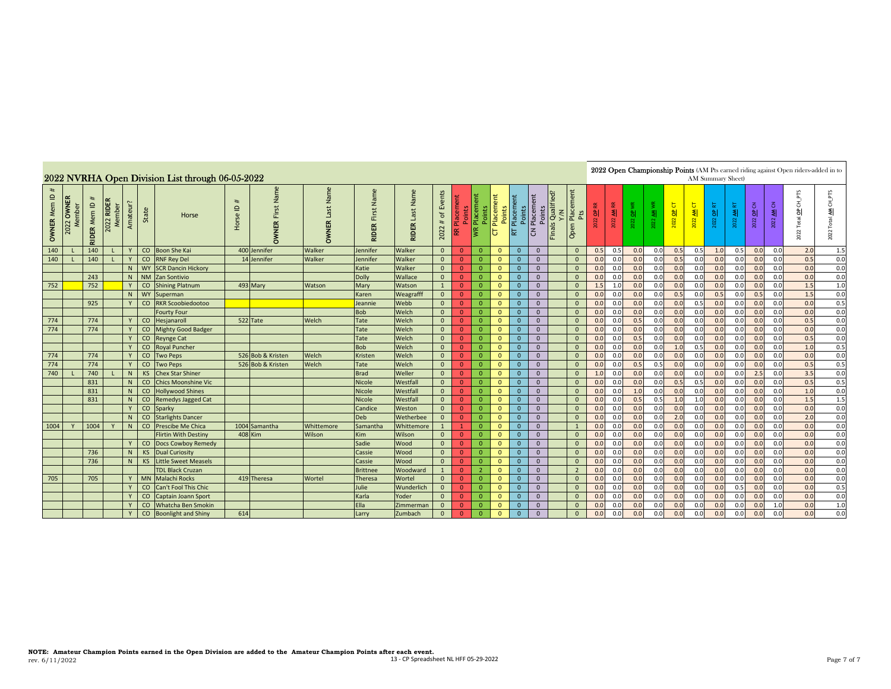## 2022 NVRHA Open Division List through 06-05-2022

**2022 Open Championship Points** (AM Pts earned riding against Open riders-added in to AM Summary Sheet)

| OWNER Mem ID # | 2022 OWNER Member | RIDER Mem ID # | 2022 RIDER Member | Amateur? | State | Horse | Horse ID # | OWNER First Name | OWNER Last Name | RIDER First Name | RIDER Last Name | 2022 # of Events | RR Placement Points | WR Placement Points | CT Placement Points | RT Placement Points | CN Placement Points | Finals Qualified? Y/N | Open Placement Pts | 2022 OP RR | 2022 AM RR | 2022 OP WR | 2022 AM WR | 2022 OP CT | 2022 AM CT | 2022 OP RT | 2022 AM RT | 2022 OP CN | 2022 AM CN | 2022 Total OP CH_PTS | 2022 Total AM CH_PTS |
|---|---|---|---|---|---|---|---|---|---|---|---|---|---|---|---|---|---|---|---|---|---|---|---|---|---|---|---|---|---|---|---|
| 140 | L | 140 | L | Y | CO | Boon She Kai | 400 | Jennifer | Walker | Jennifer | Walker | 0 | 0 | 0 | 0 | 0 | 0 | | 0 | 0.5 | 0.5 | 0.0 | 0.0 | 0.5 | 0.5 | 1.0 | 0.5 | 0.0 | 0.0 | 2.0 | 1.5 |
| 140 | L | 140 | L | Y | CO | RNF Rey Del | 14 | Jennifer | Walker | Jennifer | Walker | 0 | 0 | 0 | 0 | 0 | 0 | | 0 | 0.0 | 0.0 | 0.0 | 0.0 | 0.5 | 0.0 | 0.0 | 0.0 | 0.0 | 0.0 | 0.5 | 0.0 |
| | | | | N | WY | SCR Dancin Hickory | | | | Katie | Walker | 0 | 0 | 0 | 0 | 0 | 0 | | 0 | 0.0 | 0.0 | 0.0 | 0.0 | 0.0 | 0.0 | 0.0 | 0.0 | 0.0 | 0.0 | 0.0 | 0.0 |
| | | 243 | | N | NM | Zan Sontivio | | | | Dolly | Wallace | 0 | 0 | 0 | 0 | 0 | 0 | | 0 | 0.0 | 0.0 | 0.0 | 0.0 | 0.0 | 0.0 | 0.0 | 0.0 | 0.0 | 0.0 | 0.0 | 0.0 |
| 752 | | 752 | | Y | CO | Shining Platnum | 493 | Mary | Watson | Mary | Watson | 1 | 0 | 0 | 0 | 0 | 0 | | 0 | 1.5 | 1.0 | 0.0 | 0.0 | 0.0 | 0.0 | 0.0 | 0.0 | 0.0 | 0.0 | 1.5 | 1.0 |
| | | | | N | WY | Superman | | | | Karen | Weagrafff | 0 | 0 | 0 | 0 | 0 | 0 | | 0 | 0.0 | 0.0 | 0.0 | 0.0 | 0.5 | 0.0 | 0.5 | 0.0 | 0.5 | 0.0 | 1.5 | 0.0 |
| | | 925 | | Y | CO | RKR Scoobiedootoo | | | | Jeannie | Webb | 0 | 0 | 0 | 0 | 0 | 0 | | 0 | 0.0 | 0.0 | 0.0 | 0.0 | 0.0 | 0.5 | 0.0 | 0.0 | 0.0 | 0.0 | 0.0 | 0.5 |
| | | | | | | Fourty Four | | | | Bob | Welch | 0 | 0 | 0 | 0 | 0 | 0 | | 0 | 0.0 | 0.0 | 0.0 | 0.0 | 0.0 | 0.0 | 0.0 | 0.0 | 0.0 | 0.0 | 0.0 | 0.0 |
| 774 | | 774 | | Y | CO | Hesjanaroll | 522 | Tate | Welch | Tate | Welch | 0 | 0 | 0 | 0 | 0 | 0 | | 0 | 0.0 | 0.0 | 0.5 | 0.0 | 0.0 | 0.0 | 0.0 | 0.0 | 0.0 | 0.0 | 0.5 | 0.0 |
| 774 | | 774 | | Y | CO | Mighty Good Badger | | | | Tate | Welch | 0 | 0 | 0 | 0 | 0 | 0 | | 0 | 0.0 | 0.0 | 0.0 | 0.0 | 0.0 | 0.0 | 0.0 | 0.0 | 0.0 | 0.0 | 0.0 | 0.0 |
| | | | | Y | CO | Reynge Cat | | | | Tate | Welch | 0 | 0 | 0 | 0 | 0 | 0 | | 0 | 0.0 | 0.0 | 0.5 | 0.0 | 0.0 | 0.0 | 0.0 | 0.0 | 0.0 | 0.0 | 0.5 | 0.0 |
| | | | | Y | CO | Royal Puncher | | | | Bob | Welch | 0 | 0 | 0 | 0 | 0 | 0 | | 0 | 0.0 | 0.0 | 0.0 | 0.0 | 1.0 | 0.5 | 0.0 | 0.0 | 0.0 | 0.0 | 1.0 | 0.5 |
| 774 | | 774 | | Y | CO | Two Peps | 526 | Bob & Kristen | Welch | Kristen | Welch | 0 | 0 | 0 | 0 | 0 | 0 | | 0 | 0.0 | 0.0 | 0.0 | 0.0 | 0.0 | 0.0 | 0.0 | 0.0 | 0.0 | 0.0 | 0.0 | 0.0 |
| 774 | | 774 | | Y | CO | Two Peps | 526 | Bob & Kristen | Welch | Tate | Welch | 0 | 0 | 0 | 0 | 0 | 0 | | 0 | 0.0 | 0.0 | 0.5 | 0.5 | 0.0 | 0.0 | 0.0 | 0.0 | 0.0 | 0.0 | 0.5 | 0.5 |
| 740 | L | 740 | L | N | KS | Chex Star Shiner | | | | Brad | Weller | 0 | 0 | 0 | 0 | 0 | 0 | | 0 | 1.0 | 0.0 | 0.0 | 0.0 | 0.0 | 0.0 | 0.0 | 0.0 | 2.5 | 0.0 | 3.5 | 0.0 |
| | | 831 | | N | CO | Chics Moonshine Vic | | | | Nicole | Westfall | 0 | 0 | 0 | 0 | 0 | 0 | | 0 | 0.0 | 0.0 | 0.0 | 0.0 | 0.5 | 0.5 | 0.0 | 0.0 | 0.0 | 0.0 | 0.5 | 0.5 |
| | | 831 | | N | CO | Hollywood Shines | | | | Nicole | Westfall | 0 | 0 | 0 | 0 | 0 | 0 | | 0 | 0.0 | 0.0 | 1.0 | 0.0 | 0.0 | 0.0 | 0.0 | 0.0 | 0.0 | 0.0 | 1.0 | 0.0 |
| | | 831 | | N | CO | Remedys Jagged Cat | | | | Nicole | Westfall | 0 | 0 | 0 | 0 | 0 | 0 | | 0 | 0.0 | 0.0 | 0.5 | 0.5 | 1.0 | 1.0 | 0.0 | 0.0 | 0.0 | 0.0 | 1.5 | 1.5 |
| | | | | Y | CO | Sparky | | | | Candice | Weston | 0 | 0 | 0 | 0 | 0 | 0 | | 0 | 0.0 | 0.0 | 0.0 | 0.0 | 0.0 | 0.0 | 0.0 | 0.0 | 0.0 | 0.0 | 0.0 | 0.0 |
| | | | | N | CO | Starlights Dancer | | | | Deb | Wetherbee | 0 | 0 | 0 | 0 | 0 | 0 | | 0 | 0.0 | 0.0 | 0.0 | 0.0 | 2.0 | 0.0 | 0.0 | 0.0 | 0.0 | 0.0 | 2.0 | 0.0 |
| 1004 | Y | 1004 | Y | N | CO | Prescibe Me Chica | 1004 | Samantha | Whittemore | Samantha | Whittemore | 1 | 1 | 0 | 0 | 0 | 0 | | 1 | 0.0 | 0.0 | 0.0 | 0.0 | 0.0 | 0.0 | 0.0 | 0.0 | 0.0 | 0.0 | 0.0 | 0.0 |
| | | | | | | Flirtin With Destiny | 408 | Kim | Wilson | Kim | Wilson | 0 | 0 | 0 | 0 | 0 | 0 | | 0 | 0.0 | 0.0 | 0.0 | 0.0 | 0.0 | 0.0 | 0.0 | 0.0 | 0.0 | 0.0 | 0.0 | 0.0 |
| | | | | Y | CO | Docs Cowboy Remedy | | | | Sadie | Wood | 0 | 0 | 0 | 0 | 0 | 0 | | 0 | 0.0 | 0.0 | 0.0 | 0.0 | 0.0 | 0.0 | 0.0 | 0.0 | 0.0 | 0.0 | 0.0 | 0.0 |
| | | 736 | | N | KS | Dual Curiosity | | | | Cassie | Wood | 0 | 0 | 0 | 0 | 0 | 0 | | 0 | 0.0 | 0.0 | 0.0 | 0.0 | 0.0 | 0.0 | 0.0 | 0.0 | 0.0 | 0.0 | 0.0 | 0.0 |
| | | 736 | | N | KS | Little Sweet Measels | | | | Cassie | Wood | 0 | 0 | 0 | 0 | 0 | 0 | | 0 | 0.0 | 0.0 | 0.0 | 0.0 | 0.0 | 0.0 | 0.0 | 0.0 | 0.0 | 0.0 | 0.0 | 0.0 |
| | | | | | | TDL Black Cruzan | | | | Brittnee | Woodward | 1 | 0 | 2 | 0 | 0 | 0 | | 2 | 0.0 | 0.0 | 0.0 | 0.0 | 0.0 | 0.0 | 0.0 | 0.0 | 0.0 | 0.0 | 0.0 | 0.0 |
| 705 | | 705 | | Y | MN | Malachi Rocks | 419 | Theresa | Wortel | Theresa | Wortel | 0 | 0 | 0 | 0 | 0 | 0 | | 0 | 0.0 | 0.0 | 0.0 | 0.0 | 0.0 | 0.0 | 0.0 | 0.0 | 0.0 | 0.0 | 0.0 | 0.0 |
| | | | | Y | CO | Can't Fool This Chic | | | | Julie | Wunderlich | 0 | 0 | 0 | 0 | 0 | 0 | | 0 | 0.0 | 0.0 | 0.0 | 0.0 | 0.0 | 0.0 | 0.0 | 0.5 | 0.0 | 0.0 | 0.0 | 0.5 |
| | | | | Y | CO | Captain Joann Sport | | | | Karla | Yoder | 0 | 0 | 0 | 0 | 0 | 0 | | 0 | 0.0 | 0.0 | 0.0 | 0.0 | 0.0 | 0.0 | 0.0 | 0.0 | 0.0 | 0.0 | 0.0 | 0.0 |
| | | | | Y | CO | Whatcha Ben Smokin | | | | Ella | Zimmerman | 0 | 0 | 0 | 0 | 0 | 0 | | 0 | 0.0 | 0.0 | 0.0 | 0.0 | 0.0 | 0.0 | 0.0 | 0.0 | 0.0 | 1.0 | 0.0 | 1.0 |
| | | | | Y | CO | Boonlight and Shiny | 614 | | | Larry | Zumbach | 0 | 0 | 0 | 0 | 0 | 0 | | 0 | 0.0 | 0.0 | 0.0 | 0.0 | 0.0 | 0.0 | 0.0 | 0.0 | 0.0 | 0.0 | 0.0 | 0.0 |

**NOTE: Amateur Champion Points earned in the Open Division are added to the Amateur Champion Points after each event.**

rev. 6/11/2022

13 - CP Spreadsheet NL HFF 05-29-2022